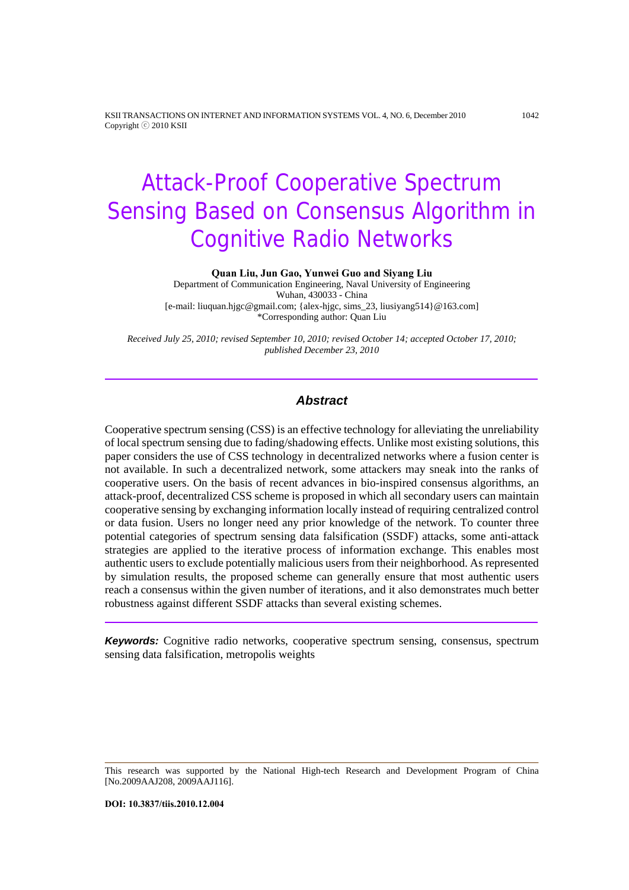# Attack-Proof Cooperative Spectrum Sensing Based on Consensus Algorithm in Cognitive Radio Networks

**Quan Liu, Jun Gao, Yunwei Guo and Siyang Liu**

Department of Communication Engineering, Naval University of Engineering
Wuhan, 430033 - China
[e-mail: liuquan.hjgc@gmail.com; {alex-hjgc, sims_23, liusiyang514}@163.com]
*Corresponding author: Quan Liu

*Received July 25, 2010; revised September 10, 2010; revised October 14; accepted October 17, 2010; published December 23, 2010*

---

## *Abstract*

Cooperative spectrum sensing (CSS) is an effective technology for alleviating the unreliability of local spectrum sensing due to fading/shadowing effects. Unlike most existing solutions, this paper considers the use of CSS technology in decentralized networks where a fusion center is not available. In such a decentralized network, some attackers may sneak into the ranks of cooperative users. On the basis of recent advances in bio-inspired consensus algorithms, an attack-proof, decentralized CSS scheme is proposed in which all secondary users can maintain cooperative sensing by exchanging information locally instead of requiring centralized control or data fusion. Users no longer need any prior knowledge of the network. To counter three potential categories of spectrum sensing data falsification (SSDF) attacks, some anti-attack strategies are applied to the iterative process of information exchange. This enables most authentic users to exclude potentially malicious users from their neighborhood. As represented by simulation results, the proposed scheme can generally ensure that most authentic users reach a consensus within the given number of iterations, and it also demonstrates much better robustness against different SSDF attacks than several existing schemes.

---

***Keywords:*** Cognitive radio networks, cooperative spectrum sensing, consensus, spectrum sensing data falsification, metropolis weights

---

This research was supported by the National High-tech Research and Development Program of China [No.2009AAJ208, 2009AAJ116].

**DOI: 10.3837/tiis.2010.12.004**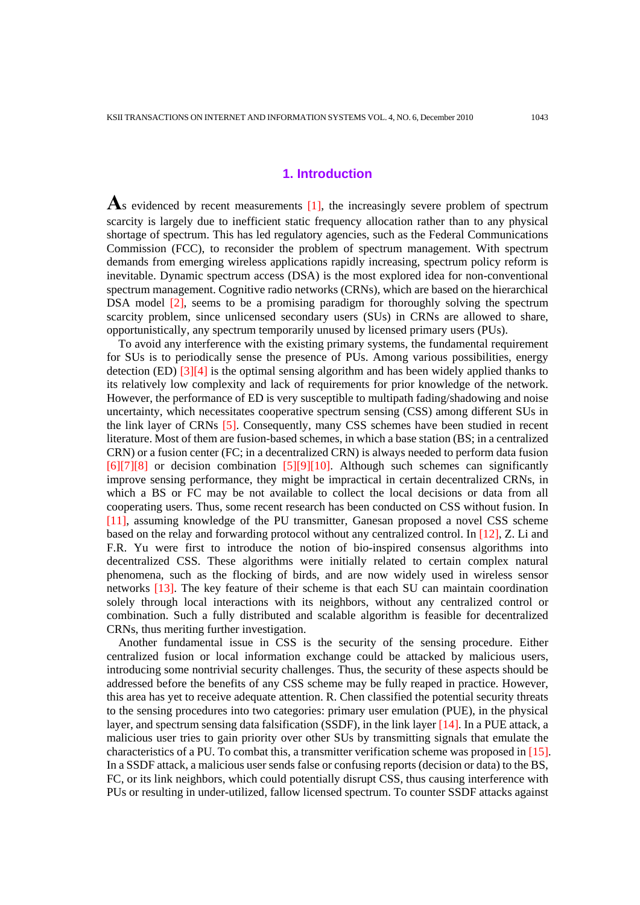## 1. Introduction

As evidenced by recent measurements [1], the increasingly severe problem of spectrum scarcity is largely due to inefficient static frequency allocation rather than to any physical shortage of spectrum. This has led regulatory agencies, such as the Federal Communications Commission (FCC), to reconsider the problem of spectrum management. With spectrum demands from emerging wireless applications rapidly increasing, spectrum policy reform is inevitable. Dynamic spectrum access (DSA) is the most explored idea for non-conventional spectrum management. Cognitive radio networks (CRNs), which are based on the hierarchical DSA model [2], seems to be a promising paradigm for thoroughly solving the spectrum scarcity problem, since unlicensed secondary users (SUs) in CRNs are allowed to share, opportunistically, any spectrum temporarily unused by licensed primary users (PUs).

To avoid any interference with the existing primary systems, the fundamental requirement for SUs is to periodically sense the presence of PUs. Among various possibilities, energy detection (ED) [3][4] is the optimal sensing algorithm and has been widely applied thanks to its relatively low complexity and lack of requirements for prior knowledge of the network. However, the performance of ED is very susceptible to multipath fading/shadowing and noise uncertainty, which necessitates cooperative spectrum sensing (CSS) among different SUs in the link layer of CRNs [5]. Consequently, many CSS schemes have been studied in recent literature. Most of them are fusion-based schemes, in which a base station (BS; in a centralized CRN) or a fusion center (FC; in a decentralized CRN) is always needed to perform data fusion [6][7][8] or decision combination [5][9][10]. Although such schemes can significantly improve sensing performance, they might be impractical in certain decentralized CRNs, in which a BS or FC may be not available to collect the local decisions or data from all cooperating users. Thus, some recent research has been conducted on CSS without fusion. In [11], assuming knowledge of the PU transmitter, Ganesan proposed a novel CSS scheme based on the relay and forwarding protocol without any centralized control. In [12], Z. Li and F.R. Yu were first to introduce the notion of bio-inspired consensus algorithms into decentralized CSS. These algorithms were initially related to certain complex natural phenomena, such as the flocking of birds, and are now widely used in wireless sensor networks [13]. The key feature of their scheme is that each SU can maintain coordination solely through local interactions with its neighbors, without any centralized control or combination. Such a fully distributed and scalable algorithm is feasible for decentralized CRNs, thus meriting further investigation.

Another fundamental issue in CSS is the security of the sensing procedure. Either centralized fusion or local information exchange could be attacked by malicious users, introducing some nontrivial security challenges. Thus, the security of these aspects should be addressed before the benefits of any CSS scheme may be fully reaped in practice. However, this area has yet to receive adequate attention. R. Chen classified the potential security threats to the sensing procedures into two categories: primary user emulation (PUE), in the physical layer, and spectrum sensing data falsification (SSDF), in the link layer [14]. In a PUE attack, a malicious user tries to gain priority over other SUs by transmitting signals that emulate the characteristics of a PU. To combat this, a transmitter verification scheme was proposed in [15]. In a SSDF attack, a malicious user sends false or confusing reports (decision or data) to the BS, FC, or its link neighbors, which could potentially disrupt CSS, thus causing interference with PUs or resulting in under-utilized, fallow licensed spectrum. To counter SSDF attacks against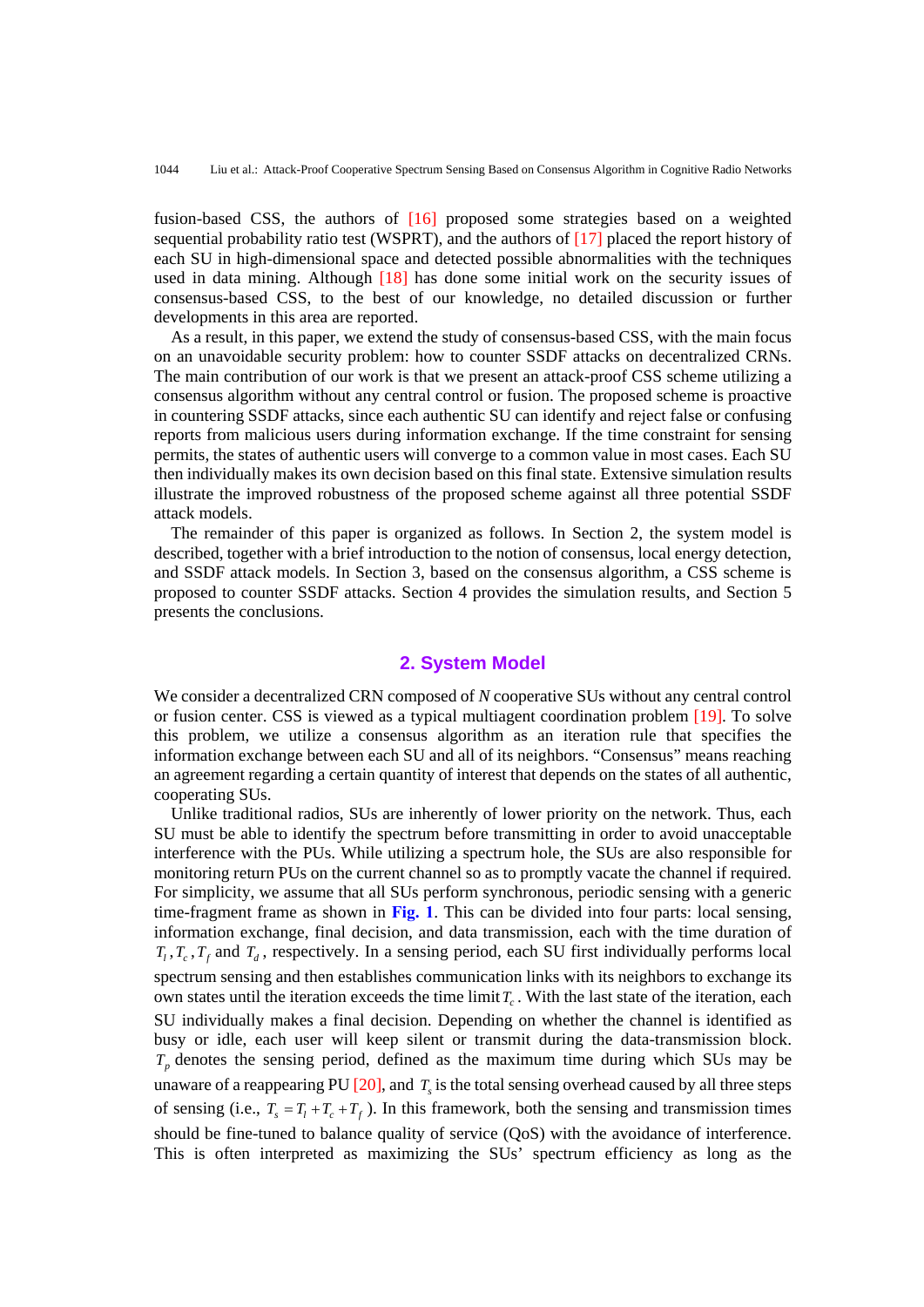fusion-based CSS, the authors of [16] proposed some strategies based on a weighted sequential probability ratio test (WSPRT), and the authors of [17] placed the report history of each SU in high-dimensional space and detected possible abnormalities with the techniques used in data mining. Although [18] has done some initial work on the security issues of consensus-based CSS, to the best of our knowledge, no detailed discussion or further developments in this area are reported.

As a result, in this paper, we extend the study of consensus-based CSS, with the main focus on an unavoidable security problem: how to counter SSDF attacks on decentralized CRNs. The main contribution of our work is that we present an attack-proof CSS scheme utilizing a consensus algorithm without any central control or fusion. The proposed scheme is proactive in countering SSDF attacks, since each authentic SU can identify and reject false or confusing reports from malicious users during information exchange. If the time constraint for sensing permits, the states of authentic users will converge to a common value in most cases. Each SU then individually makes its own decision based on this final state. Extensive simulation results illustrate the improved robustness of the proposed scheme against all three potential SSDF attack models.

The remainder of this paper is organized as follows. In Section 2, the system model is described, together with a brief introduction to the notion of consensus, local energy detection, and SSDF attack models. In Section 3, based on the consensus algorithm, a CSS scheme is proposed to counter SSDF attacks. Section 4 provides the simulation results, and Section 5 presents the conclusions.

## 2. System Model

We consider a decentralized CRN composed of $N$ cooperative SUs without any central control or fusion center. CSS is viewed as a typical multiagent coordination problem [19]. To solve this problem, we utilize a consensus algorithm as an iteration rule that specifies the information exchange between each SU and all of its neighbors. “Consensus” means reaching an agreement regarding a certain quantity of interest that depends on the states of all authentic, cooperating SUs.

Unlike traditional radios, SUs are inherently of lower priority on the network. Thus, each SU must be able to identify the spectrum before transmitting in order to avoid unacceptable interference with the PUs. While utilizing a spectrum hole, the SUs are also responsible for monitoring return PUs on the current channel so as to promptly vacate the channel if required. For simplicity, we assume that all SUs perform synchronous, periodic sensing with a generic time-fragment frame as shown in **Fig. 1**. This can be divided into four parts: local sensing, information exchange, final decision, and data transmission, each with the time duration of $T_l, T_c, T_f$ and $T_d$, respectively. In a sensing period, each SU first individually performs local spectrum sensing and then establishes communication links with its neighbors to exchange its own states until the iteration exceeds the time limit $T_c$. With the last state of the iteration, each SU individually makes a final decision. Depending on whether the channel is identified as busy or idle, each user will keep silent or transmit during the data-transmission block. $T_p$ denotes the sensing period, defined as the maximum time during which SUs may be unaware of a reappearing PU [20], and $T_s$ is the total sensing overhead caused by all three steps of sensing (i.e., $T_s = T_l + T_c + T_f$). In this framework, both the sensing and transmission times should be fine-tuned to balance quality of service (QoS) with the avoidance of interference. This is often interpreted as maximizing the SUs’ spectrum efficiency as long as the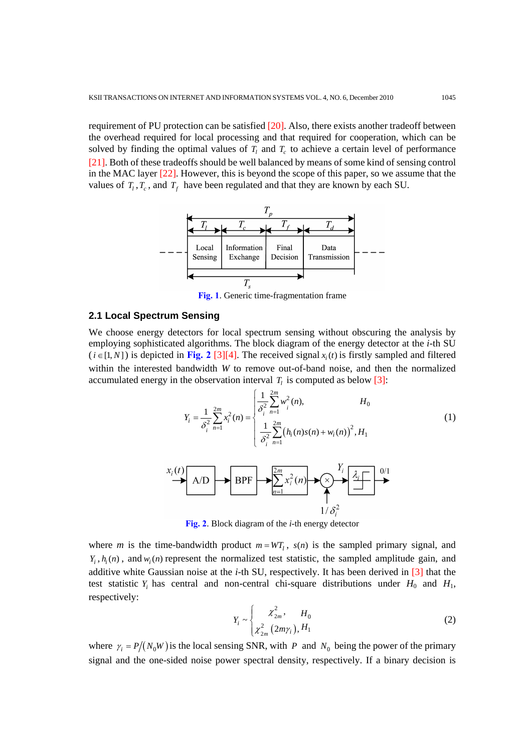requirement of PU protection can be satisfied [20]. Also, there exists another tradeoff between the overhead required for local processing and that required for cooperation, which can be solved by finding the optimal values of $T_l$ and $T_c$ to achieve a certain level of performance [21]. Both of these tradeoffs should be well balanced by means of some kind of sensing control in the MAC layer [22]. However, this is beyond the scope of this paper, so we assume that the values of $T_l$, $T_c$, and $T_f$ have been regulated and that they are known by each SU.

Fig. 1. Generic time-fragmentation frame

## 2.1 Local Spectrum Sensing

We choose energy detectors for local spectrum sensing without obscuring the analysis by employing sophisticated algorithms. The block diagram of the energy detector at the *i*-th SU ($i \in [1, N]$) is depicted in Fig. 2 [3][4]. The received signal $x_i(t)$ is firstly sampled and filtered within the interested bandwidth $W$ to remove out-of-band noise, and then the normalized accumulated energy in the observation interval $T_l$ is computed as below [3]:

$$Y_i = \frac{1}{\delta_i^2}\sum_{n=1}^{2m} x_i^2(n) = \begin{cases} \dfrac{1}{\delta_i^2}\sum\limits_{n=1}^{2m} w_i^2(n), & H_0 \\ \dfrac{1}{\delta_i^2}\sum\limits_{n=1}^{2m} \left(h_i(n)s(n) + w_i(n)\right)^2, & H_1 \end{cases} \tag{1}$$

Fig. 2. Block diagram of the *i*-th energy detector

where $m$ is the time-bandwidth product $m = WT_l$, $s(n)$ is the sampled primary signal, and $Y_i$, $h_i(n)$, and $w_i(n)$ represent the normalized test statistic, the sampled amplitude gain, and additive white Gaussian noise at the *i*-th SU, respectively. It has been derived in [3] that the test statistic $Y_i$ has central and non-central chi-square distributions under $H_0$ and $H_1$, respectively:

$$Y_i \sim \begin{cases} \chi_{2m}^2, & H_0 \\ \chi_{2m}^2(2m\gamma_i), & H_1 \end{cases} \tag{2}$$

where $\gamma_i = P/(N_0 W)$ is the local sensing SNR, with $P$ and $N_0$ being the power of the primary signal and the one-sided noise power spectral density, respectively. If a binary decision is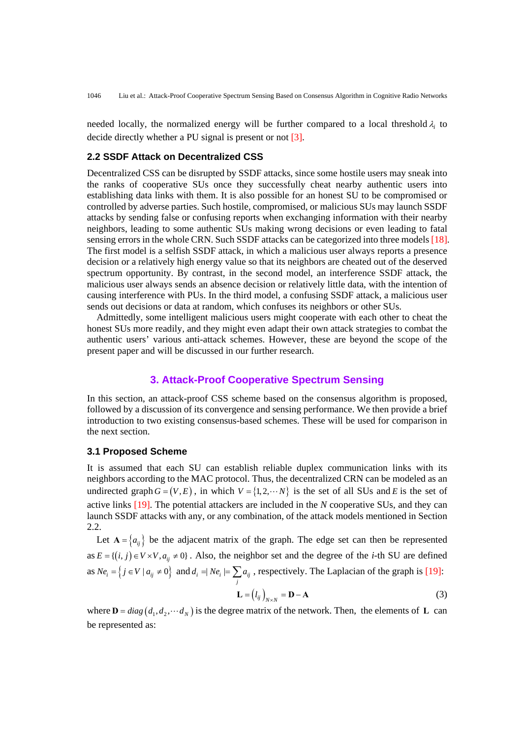needed locally, the normalized energy will be further compared to a local threshold $\lambda_i$ to decide directly whether a PU signal is present or not [3].

### 2.2 SSDF Attack on Decentralized CSS

Decentralized CSS can be disrupted by SSDF attacks, since some hostile users may sneak into the ranks of cooperative SUs once they successfully cheat nearby authentic users into establishing data links with them. It is also possible for an honest SU to be compromised or controlled by adverse parties. Such hostile, compromised, or malicious SUs may launch SSDF attacks by sending false or confusing reports when exchanging information with their nearby neighbors, leading to some authentic SUs making wrong decisions or even leading to fatal sensing errors in the whole CRN. Such SSDF attacks can be categorized into three models [18]. The first model is a selfish SSDF attack, in which a malicious user always reports a presence decision or a relatively high energy value so that its neighbors are cheated out of the deserved spectrum opportunity. By contrast, in the second model, an interference SSDF attack, the malicious user always sends an absence decision or relatively little data, with the intention of causing interference with PUs. In the third model, a confusing SSDF attack, a malicious user sends out decisions or data at random, which confuses its neighbors or other SUs.

Admittedly, some intelligent malicious users might cooperate with each other to cheat the honest SUs more readily, and they might even adapt their own attack strategies to combat the authentic users' various anti-attack schemes. However, these are beyond the scope of the present paper and will be discussed in our further research.

## 3. Attack-Proof Cooperative Spectrum Sensing

In this section, an attack-proof CSS scheme based on the consensus algorithm is proposed, followed by a discussion of its convergence and sensing performance. We then provide a brief introduction to two existing consensus-based schemes. These will be used for comparison in the next section.

### 3.1 Proposed Scheme

It is assumed that each SU can establish reliable duplex communication links with its neighbors according to the MAC protocol. Thus, the decentralized CRN can be modeled as an undirected graph $G = (V, E)$, in which $V = \{1, 2, \cdots N\}$ is the set of all SUs and $E$ is the set of active links [19]. The potential attackers are included in the $N$ cooperative SUs, and they can launch SSDF attacks with any, or any combination, of the attack models mentioned in Section 2.2.

Let $\mathbf{A} = \{a_{ij}\}$ be the adjacent matrix of the graph. The edge set can then be represented as $E = \{(i, j) \in V \times V, a_{ij} \neq 0\}$. Also, the neighbor set and the degree of the $i$-th SU are defined as $Ne_i = \{j \in V \mid a_{ij} \neq 0\}$ and $d_i = |Ne_i| = \sum_j a_{ij}$, respectively. The Laplacian of the graph is [19]:

$$\mathbf{L} = (l_{ij})_{N \times N} = \mathbf{D} - \mathbf{A} \tag{3}$$

where $\mathbf{D} = diag(d_1, d_2, \cdots d_N)$ is the degree matrix of the network. Then, the elements of $\mathbf{L}$ can be represented as: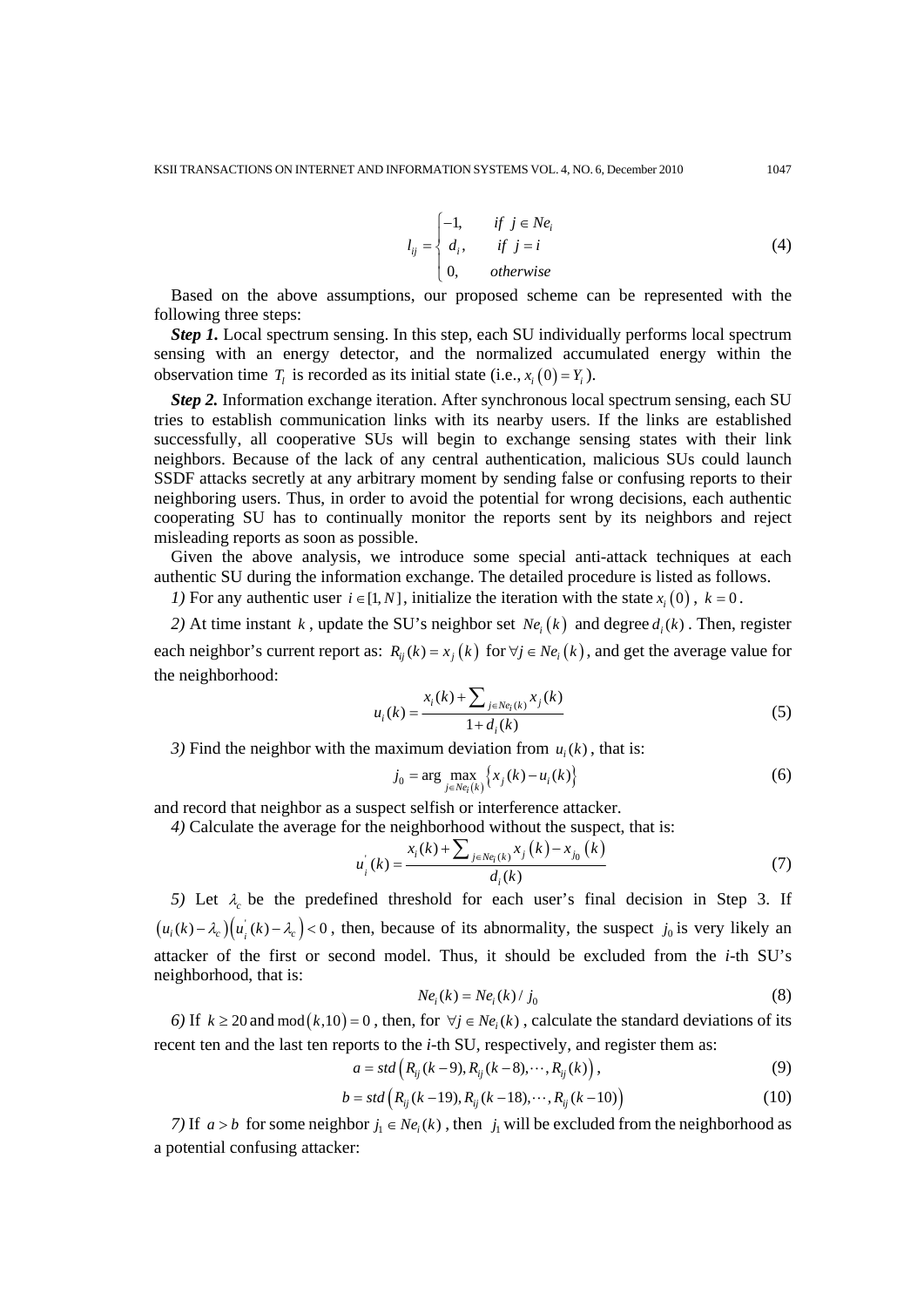$$l_{ij} = \begin{cases} -1, & if\ \ j \in Ne_i \\ d_i, & if\ \ j = i \\ 0, & otherwise \end{cases} \tag{4}$$

Based on the above assumptions, our proposed scheme can be represented with the following three steps:

***Step 1.*** Local spectrum sensing. In this step, each SU individually performs local spectrum sensing with an energy detector, and the normalized accumulated energy within the observation time $T_l$ is recorded as its initial state (i.e., $x_i(0) = Y_i$).

***Step 2.*** Information exchange iteration. After synchronous local spectrum sensing, each SU tries to establish communication links with its nearby users. If the links are established successfully, all cooperative SUs will begin to exchange sensing states with their link neighbors. Because of the lack of any central authentication, malicious SUs could launch SSDF attacks secretly at any arbitrary moment by sending false or confusing reports to their neighboring users. Thus, in order to avoid the potential for wrong decisions, each authentic cooperating SU has to continually monitor the reports sent by its neighbors and reject misleading reports as soon as possible.

Given the above analysis, we introduce some special anti-attack techniques at each authentic SU during the information exchange. The detailed procedure is listed as follows.

*1)* For any authentic user $i \in [1, N]$, initialize the iteration with the state $x_i(0)$, $k = 0$.

*2)* At time instant $k$, update the SU's neighbor set $Ne_i(k)$ and degree $d_i(k)$. Then, register each neighbor's current report as: $R_{ij}(k) = x_j(k)$ for $\forall j \in Ne_i(k)$, and get the average value for the neighborhood:

$$u_i(k) = \frac{x_i(k) + \sum_{j \in Ne_i(k)} x_j(k)}{1 + d_i(k)} \tag{5}$$

*3)* Find the neighbor with the maximum deviation from $u_i(k)$, that is:

$$j_0 = \arg \max_{j \in Ne_i(k)} \left\{ x_j(k) - u_i(k) \right\} \tag{6}$$

and record that neighbor as a suspect selfish or interference attacker.

*4)* Calculate the average for the neighborhood without the suspect, that is:

$$u_i^{'}(k) = \frac{x_i(k) + \sum_{j \in Ne_i(k)} x_j(k) - x_{j_0}(k)}{d_i(k)} \tag{7}$$

*5)* Let $\lambda_c$ be the predefined threshold for each user's final decision in Step 3. If $\left(u_i(k) - \lambda_c\right)\left(u_i^{'}(k) - \lambda_c\right) < 0$, then, because of its abnormality, the suspect $j_0$ is very likely an attacker of the first or second model. Thus, it should be excluded from the *i*-th SU's neighborhood, that is:

$$Ne_i(k) = Ne_i(k) / j_0 \tag{8}$$

*6)* If $k \geq 20$ and $\bmod(k,10) = 0$, then, for $\forall j \in Ne_i(k)$, calculate the standard deviations of its recent ten and the last ten reports to the *i*-th SU, respectively, and register them as:

$$a = std\left(R_{ij}(k-9), R_{ij}(k-8), \cdots, R_{ij}(k)\right), \tag{9}$$

$$b = std\left(R_{ij}(k-19), R_{ij}(k-18), \cdots, R_{ij}(k-10)\right) \tag{10}$$

*7)* If $a > b$ for some neighbor $j_1 \in Ne_i(k)$, then $j_1$ will be excluded from the neighborhood as a potential confusing attacker: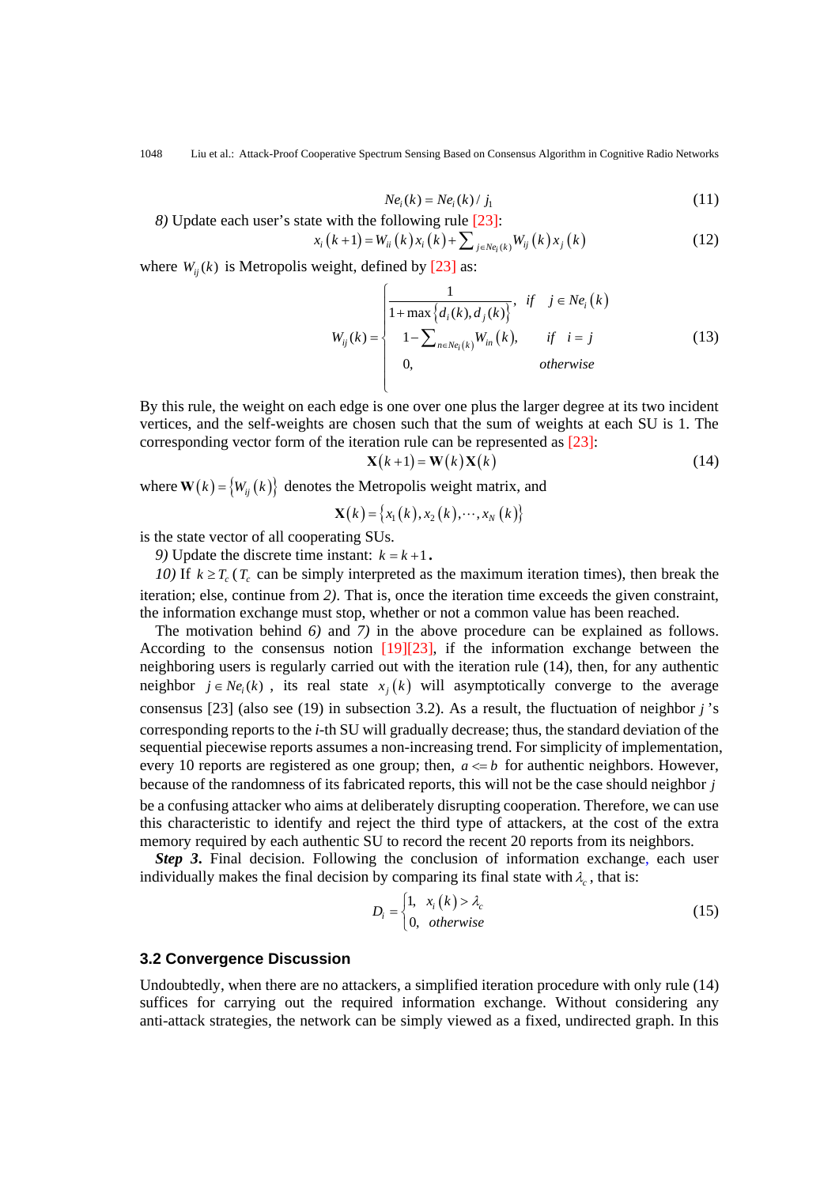$$Ne_i(k) = Ne_i(k) / j_1 \tag{11}$$

*8)* Update each user's state with the following rule [23]:

$$x_i(k+1) = W_{ii}(k)x_i(k) + \sum\nolimits_{j \in Ne_i(k)} W_{ij}(k)x_j(k) \tag{12}$$

where $W_{ij}(k)$ is Metropolis weight, defined by [23] as:

$$W_{ij}(k) = \begin{cases} \dfrac{1}{1+\max\{d_i(k), d_j(k)\}}, & if \quad j \in Ne_i(k) \\ 1 - \sum\nolimits_{n \in Ne_i(k)} W_{in}(k), & if \quad i = j \\ 0, & otherwise \end{cases} \tag{13}$$

By this rule, the weight on each edge is one over one plus the larger degree at its two incident vertices, and the self-weights are chosen such that the sum of weights at each SU is 1. The corresponding vector form of the iteration rule can be represented as [23]:

$$\mathbf{X}(k+1) = \mathbf{W}(k)\mathbf{X}(k) \tag{14}$$

where $\mathbf{W}(k) = \{W_{ij}(k)\}$ denotes the Metropolis weight matrix, and

$$\mathbf{X}(k) = \{x_1(k), x_2(k), \cdots, x_N(k)\}$$

is the state vector of all cooperating SUs.

*9)* Update the discrete time instant: $k = k+1$.

*10)* If $k \geq T_c$ ($T_c$ can be simply interpreted as the maximum iteration times), then break the iteration; else, continue from *2)*. That is, once the iteration time exceeds the given constraint, the information exchange must stop, whether or not a common value has been reached.

The motivation behind *6)* and *7)* in the above procedure can be explained as follows. According to the consensus notion [19][23], if the information exchange between the neighboring users is regularly carried out with the iteration rule (14), then, for any authentic neighbor $j \in Ne_i(k)$, its real state $x_j(k)$ will asymptotically converge to the average consensus [23] (also see (19) in subsection 3.2). As a result, the fluctuation of neighbor $j$'s corresponding reports to the *i*-th SU will gradually decrease; thus, the standard deviation of the sequential piecewise reports assumes a non-increasing trend. For simplicity of implementation, every 10 reports are registered as one group; then, $a <= b$ for authentic neighbors. However, because of the randomness of its fabricated reports, this will not be the case should neighbor $j$ be a confusing attacker who aims at deliberately disrupting cooperation. Therefore, we can use this characteristic to identify and reject the third type of attackers, at the cost of the extra memory required by each authentic SU to record the recent 20 reports from its neighbors.

***Step 3.*** Final decision. Following the conclusion of information exchange, each user individually makes the final decision by comparing its final state with $\lambda_c$, that is:

$$D_i = \begin{cases} 1, & x_i(k) > \lambda_c \\ 0, & otherwise \end{cases} \tag{15}$$

### 3.2 Convergence Discussion

Undoubtedly, when there are no attackers, a simplified iteration procedure with only rule (14) suffices for carrying out the required information exchange. Without considering any anti-attack strategies, the network can be simply viewed as a fixed, undirected graph. In this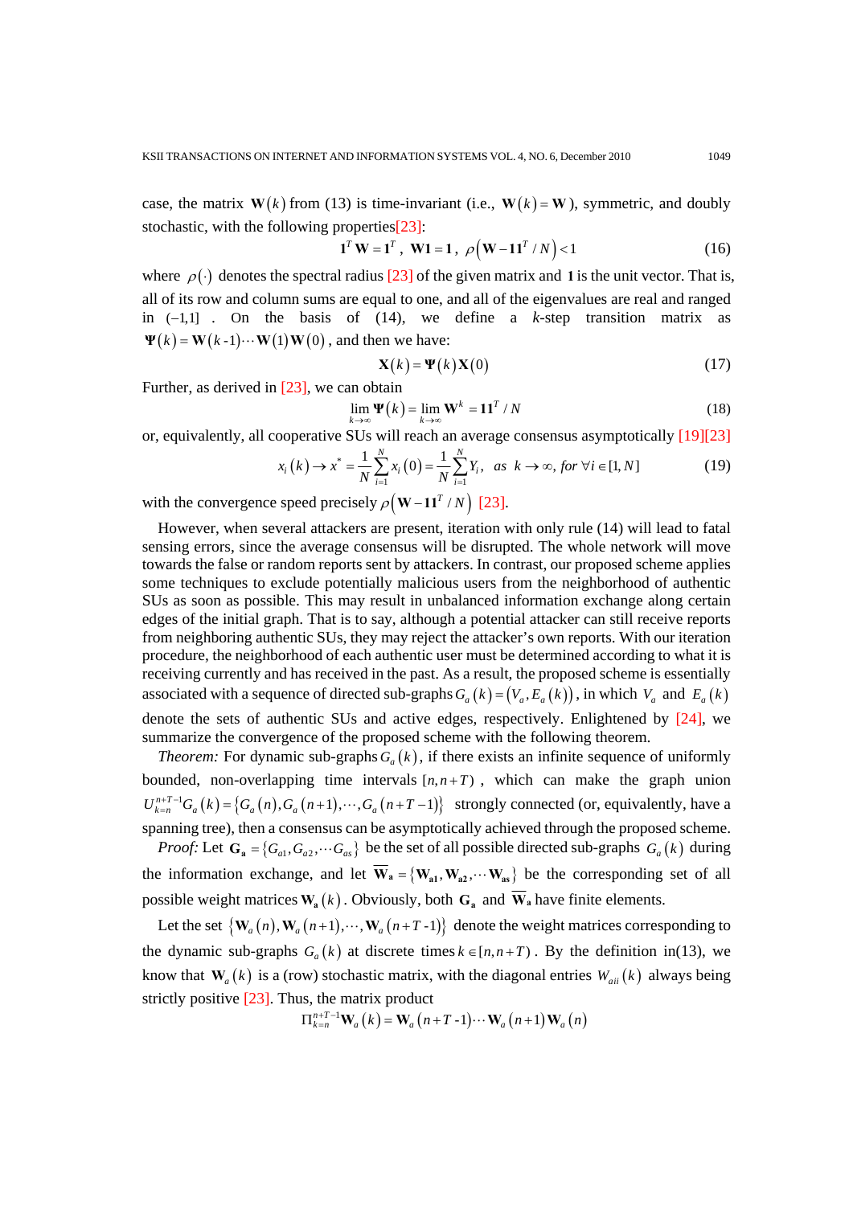case, the matrix $\mathbf{W}(k)$ from (13) is time-invariant (i.e., $\mathbf{W}(k)=\mathbf{W}$), symmetric, and doubly stochastic, with the following properties[23]:

$$\mathbf{1}^T\mathbf{W}=\mathbf{1}^T,\ \mathbf{W1}=\mathbf{1},\ \rho\left(\mathbf{W}-\mathbf{11}^T/N\right)<1 \tag{16}$$

where $\rho(\cdot)$ denotes the spectral radius [23] of the given matrix and $\mathbf{1}$ is the unit vector. That is, all of its row and column sums are equal to one, and all of the eigenvalues are real and ranged in $(-1,1]$. On the basis of (14), we define a $k$-step transition matrix as $\mathbf{\Psi}(k)=\mathbf{W}(k\text{-}1)\cdots\mathbf{W}(1)\mathbf{W}(0)$, and then we have:

$$\mathbf{X}(k)=\mathbf{\Psi}(k)\mathbf{X}(0) \tag{17}$$

Further, as derived in [23], we can obtain

$$\lim_{k\to\infty}\mathbf{\Psi}(k)=\lim_{k\to\infty}\mathbf{W}^k=\mathbf{11}^T/N \tag{18}$$

or, equivalently, all cooperative SUs will reach an average consensus asymptotically [19][23]

$$x_i(k)\to x^*=\frac{1}{N}\sum_{i=1}^{N}x_i(0)=\frac{1}{N}\sum_{i=1}^{N}Y_i,\ \ as\ \ k\to\infty,\ for\ \forall i\in[1,N] \tag{19}$$

with the convergence speed precisely $\rho\left(\mathbf{W}-\mathbf{11}^T/N\right)$ [23].

However, when several attackers are present, iteration with only rule (14) will lead to fatal sensing errors, since the average consensus will be disrupted. The whole network will move towards the false or random reports sent by attackers. In contrast, our proposed scheme applies some techniques to exclude potentially malicious users from the neighborhood of authentic SUs as soon as possible. This may result in unbalanced information exchange along certain edges of the initial graph. That is to say, although a potential attacker can still receive reports from neighboring authentic SUs, they may reject the attacker's own reports. With our iteration procedure, the neighborhood of each authentic user must be determined according to what it is receiving currently and has received in the past. As a result, the proposed scheme is essentially associated with a sequence of directed sub-graphs $G_a(k)=\left(V_a,E_a(k)\right)$, in which $V_a$ and $E_a(k)$ denote the sets of authentic SUs and active edges, respectively. Enlightened by [24], we summarize the convergence of the proposed scheme with the following theorem.

*Theorem:* For dynamic sub-graphs $G_a(k)$, if there exists an infinite sequence of uniformly bounded, non-overlapping time intervals $[n,n+T)$, which can make the graph union $U_{k=n}^{n+T-1}G_a(k)=\{G_a(n),G_a(n+1),\cdots,G_a(n+T-1)\}$ strongly connected (or, equivalently, have a spanning tree), then a consensus can be asymptotically achieved through the proposed scheme.

*Proof:* Let $\mathbf{G_a}=\{G_{a1},G_{a2},\cdots G_{as}\}$ be the set of all possible directed sub-graphs $G_a(k)$ during the information exchange, and let $\overline{\mathbf{W}}_\mathbf{a}=\{\mathbf{W_{a1}},\mathbf{W_{a2}},\cdots\mathbf{W_{as}}\}$ be the corresponding set of all possible weight matrices $\mathbf{W_a}(k)$. Obviously, both $\mathbf{G_a}$ and $\overline{\mathbf{W}}_\mathbf{a}$ have finite elements.

Let the set $\{\mathbf{W}_a(n),\mathbf{W}_a(n+1),\cdots,\mathbf{W}_a(n+T\text{-}1)\}$ denote the weight matrices corresponding to the dynamic sub-graphs $G_a(k)$ at discrete times $k\in[n,n+T)$. By the definition in(13), we know that $\mathbf{W}_a(k)$ is a (row) stochastic matrix, with the diagonal entries $W_{aii}(k)$ always being strictly positive [23]. Thus, the matrix product

$$\Pi_{k=n}^{n+T-1}\mathbf{W}_a(k)=\mathbf{W}_a(n+T\text{-}1)\cdots\mathbf{W}_a(n+1)\mathbf{W}_a(n)$$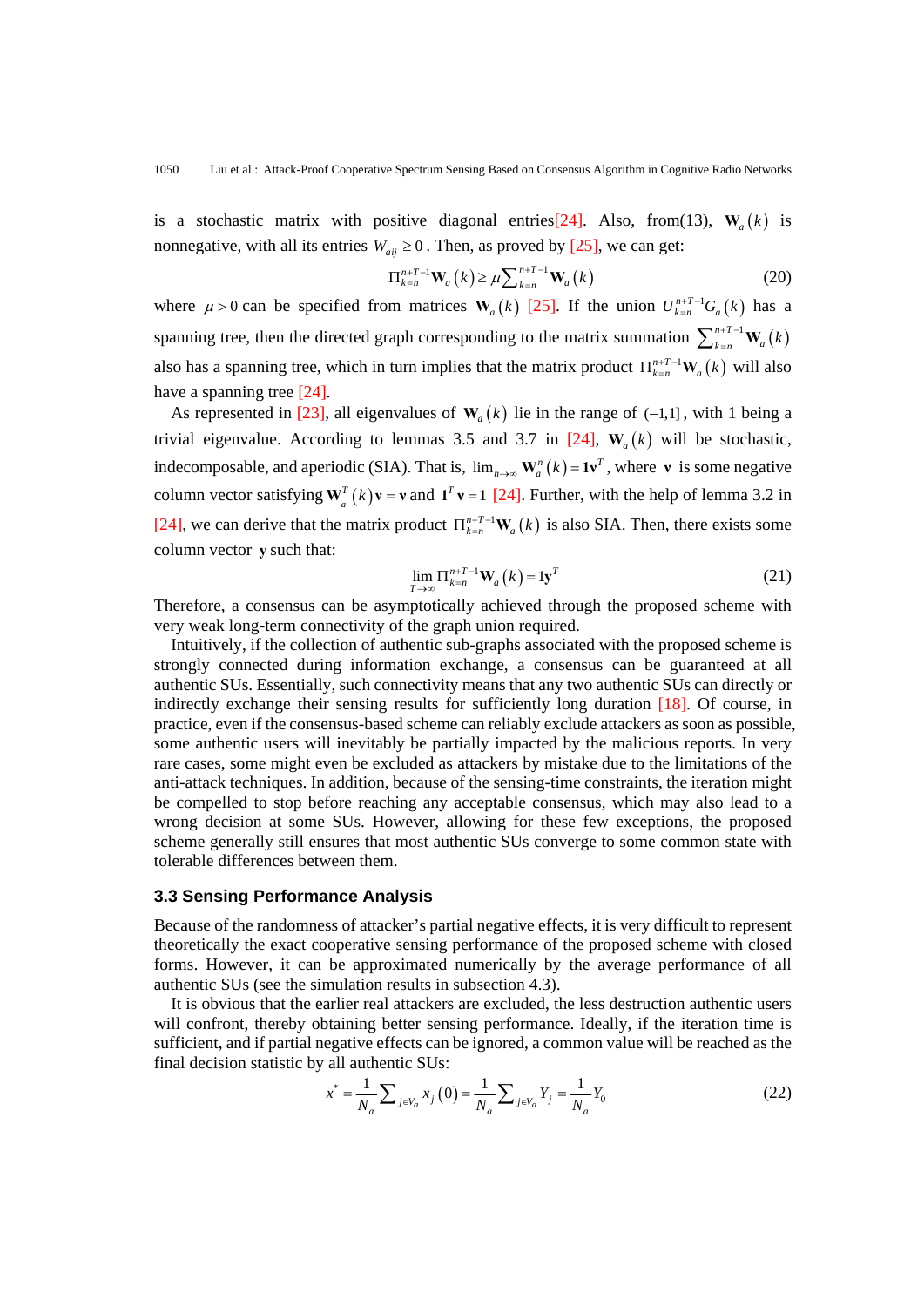is a stochastic matrix with positive diagonal entries[24]. Also, from(13), $\mathbf{W}_a(k)$ is nonnegative, with all its entries $W_{aij} \geq 0$. Then, as proved by [25], we can get:

$$\Pi_{k=n}^{n+T-1}\mathbf{W}_a(k) \geq \mu \sum_{k=n}^{n+T-1}\mathbf{W}_a(k) \tag{20}$$

where $\mu > 0$ can be specified from matrices $\mathbf{W}_a(k)$ [25]. If the union $U_{k=n}^{n+T-1}G_a(k)$ has a spanning tree, then the directed graph corresponding to the matrix summation $\sum_{k=n}^{n+T-1}\mathbf{W}_a(k)$ also has a spanning tree, which in turn implies that the matrix product $\Pi_{k=n}^{n+T-1}\mathbf{W}_a(k)$ will also have a spanning tree [24].

As represented in [23], all eigenvalues of $\mathbf{W}_a(k)$ lie in the range of $(-1,1]$, with 1 being a trivial eigenvalue. According to lemmas 3.5 and 3.7 in [24], $\mathbf{W}_a(k)$ will be stochastic, indecomposable, and aperiodic (SIA). That is, $\lim_{n\to\infty}\mathbf{W}_a^n(k) = \mathbf{1}\mathbf{v}^T$, where $\mathbf{v}$ is some negative column vector satisfying $\mathbf{W}_a^T(k)\mathbf{v} = \mathbf{v}$ and $\mathbf{1}^T\mathbf{v} = 1$ [24]. Further, with the help of lemma 3.2 in [24], we can derive that the matrix product $\Pi_{k=n}^{n+T-1}\mathbf{W}_a(k)$ is also SIA. Then, there exists some column vector $\mathbf{y}$ such that:

$$\lim_{T\to\infty}\Pi_{k=n}^{n+T-1}\mathbf{W}_a(k) = \mathbf{1}\mathbf{y}^T \tag{21}$$

Therefore, a consensus can be asymptotically achieved through the proposed scheme with very weak long-term connectivity of the graph union required.

Intuitively, if the collection of authentic sub-graphs associated with the proposed scheme is strongly connected during information exchange, a consensus can be guaranteed at all authentic SUs. Essentially, such connectivity means that any two authentic SUs can directly or indirectly exchange their sensing results for sufficiently long duration [18]. Of course, in practice, even if the consensus-based scheme can reliably exclude attackers as soon as possible, some authentic users will inevitably be partially impacted by the malicious reports. In very rare cases, some might even be excluded as attackers by mistake due to the limitations of the anti-attack techniques. In addition, because of the sensing-time constraints, the iteration might be compelled to stop before reaching any acceptable consensus, which may also lead to a wrong decision at some SUs. However, allowing for these few exceptions, the proposed scheme generally still ensures that most authentic SUs converge to some common state with tolerable differences between them.

### 3.3 Sensing Performance Analysis

Because of the randomness of attacker's partial negative effects, it is very difficult to represent theoretically the exact cooperative sensing performance of the proposed scheme with closed forms. However, it can be approximated numerically by the average performance of all authentic SUs (see the simulation results in subsection 4.3).

It is obvious that the earlier real attackers are excluded, the less destruction authentic users will confront, thereby obtaining better sensing performance. Ideally, if the iteration time is sufficient, and if partial negative effects can be ignored, a common value will be reached as the final decision statistic by all authentic SUs:

$$x^* = \frac{1}{N_a}\sum_{j\in V_a} x_j(0) = \frac{1}{N_a}\sum_{j\in V_a} Y_j = \frac{1}{N_a}Y_0 \tag{22}$$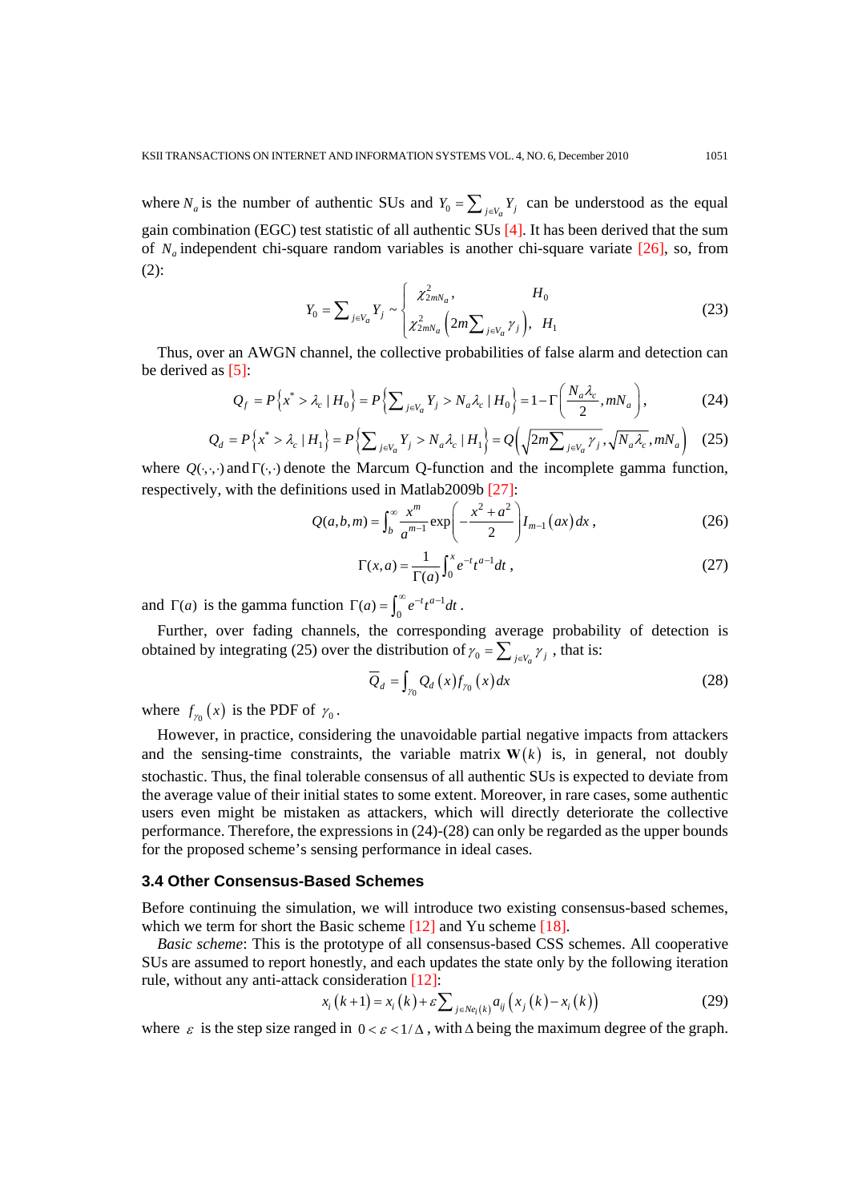where $N_a$ is the number of authentic SUs and $Y_0 = \sum_{j \in V_a} Y_j$ can be understood as the equal gain combination (EGC) test statistic of all authentic SUs [4]. It has been derived that the sum of $N_a$ independent chi-square random variables is another chi-square variate [26], so, from (2):

$$Y_0 = \sum_{j \in V_a} Y_j \sim \begin{cases} \chi^2_{2mN_a}, & H_0 \\ \chi^2_{2mN_a}\left(2m\sum_{j \in V_a} \gamma_j\right), & H_1 \end{cases} \tag{23}$$

Thus, over an AWGN channel, the collective probabilities of false alarm and detection can be derived as [5]:

$$Q_f = P\left\{x^* > \lambda_c \mid H_0\right\} = P\left\{\sum_{j \in V_a} Y_j > N_a \lambda_c \mid H_0\right\} = 1 - \Gamma\left(\frac{N_a \lambda_c}{2}, mN_a\right), \tag{24}$$

$$Q_d = P\left\{x^* > \lambda_c \mid H_1\right\} = P\left\{\sum_{j \in V_a} Y_j > N_a \lambda_c \mid H_1\right\} = Q\left(\sqrt{2m\sum_{j \in V_a} \gamma_j}, \sqrt{N_a \lambda_c}, mN_a\right) \tag{25}$$

where $Q(\cdot,\cdot,\cdot)$ and $\Gamma(\cdot,\cdot)$ denote the Marcum Q-function and the incomplete gamma function, respectively, with the definitions used in Matlab2009b [27]:

$$Q(a,b,m) = \int_b^{\infty} \frac{x^m}{a^{m-1}} \exp\left(-\frac{x^2 + a^2}{2}\right) I_{m-1}(ax)\, dx, \tag{26}$$

$$\Gamma(x,a) = \frac{1}{\Gamma(a)} \int_0^x e^{-t} t^{a-1} dt, \tag{27}$$

and $\Gamma(a)$ is the gamma function $\Gamma(a) = \int_0^{\infty} e^{-t} t^{a-1} dt$.

Further, over fading channels, the corresponding average probability of detection is obtained by integrating (25) over the distribution of $\gamma_0 = \sum_{j \in V_a} \gamma_j$, that is:

$$\overline{Q}_d = \int_{\gamma_0} Q_d(x) f_{\gamma_0}(x)\, dx \tag{28}$$

where $f_{\gamma_0}(x)$ is the PDF of $\gamma_0$.

However, in practice, considering the unavoidable partial negative impacts from attackers and the sensing-time constraints, the variable matrix $\mathbf{W}(k)$ is, in general, not doubly stochastic. Thus, the final tolerable consensus of all authentic SUs is expected to deviate from the average value of their initial states to some extent. Moreover, in rare cases, some authentic users even might be mistaken as attackers, which will directly deteriorate the collective performance. Therefore, the expressions in (24)-(28) can only be regarded as the upper bounds for the proposed scheme's sensing performance in ideal cases.

### 3.4 Other Consensus-Based Schemes

Before continuing the simulation, we will introduce two existing consensus-based schemes, which we term for short the Basic scheme [12] and Yu scheme [18].

*Basic scheme*: This is the prototype of all consensus-based CSS schemes. All cooperative SUs are assumed to report honestly, and each updates the state only by the following iteration rule, without any anti-attack consideration [12]:

$$x_i(k+1) = x_i(k) + \varepsilon \sum_{j \in Ne_i(k)} a_{ij}\left(x_j(k) - x_i(k)\right) \tag{29}$$

where $\varepsilon$ is the step size ranged in $0 < \varepsilon < 1/\Delta$, with $\Delta$ being the maximum degree of the graph.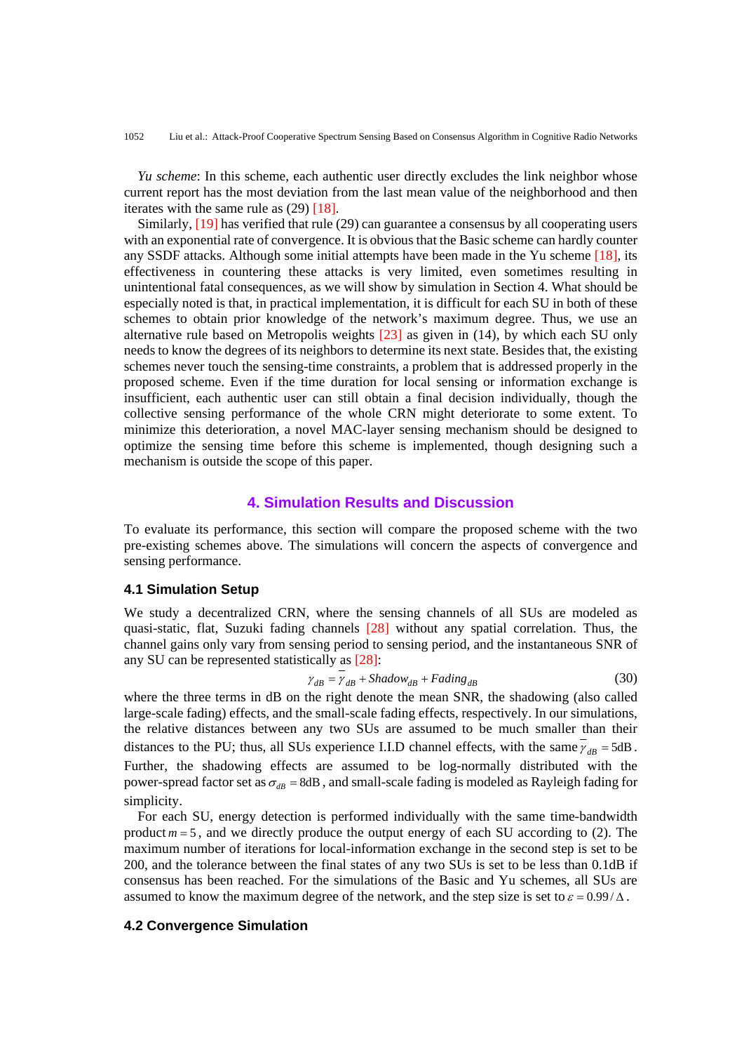*Yu scheme*: In this scheme, each authentic user directly excludes the link neighbor whose current report has the most deviation from the last mean value of the neighborhood and then iterates with the same rule as (29) [18].

Similarly, [19] has verified that rule (29) can guarantee a consensus by all cooperating users with an exponential rate of convergence. It is obvious that the Basic scheme can hardly counter any SSDF attacks. Although some initial attempts have been made in the Yu scheme [18], its effectiveness in countering these attacks is very limited, even sometimes resulting in unintentional fatal consequences, as we will show by simulation in Section 4. What should be especially noted is that, in practical implementation, it is difficult for each SU in both of these schemes to obtain prior knowledge of the network's maximum degree. Thus, we use an alternative rule based on Metropolis weights [23] as given in (14), by which each SU only needs to know the degrees of its neighbors to determine its next state. Besides that, the existing schemes never touch the sensing-time constraints, a problem that is addressed properly in the proposed scheme. Even if the time duration for local sensing or information exchange is insufficient, each authentic user can still obtain a final decision individually, though the collective sensing performance of the whole CRN might deteriorate to some extent. To minimize this deterioration, a novel MAC-layer sensing mechanism should be designed to optimize the sensing time before this scheme is implemented, though designing such a mechanism is outside the scope of this paper.

## 4. Simulation Results and Discussion

To evaluate its performance, this section will compare the proposed scheme with the two pre-existing schemes above. The simulations will concern the aspects of convergence and sensing performance.

### 4.1 Simulation Setup

We study a decentralized CRN, where the sensing channels of all SUs are modeled as quasi-static, flat, Suzuki fading channels [28] without any spatial correlation. Thus, the channel gains only vary from sensing period to sensing period, and the instantaneous SNR of any SU can be represented statistically as [28]:

$$\gamma_{dB} = \overline{\gamma}_{dB} + Shadow_{dB} + Fading_{dB} \tag{30}$$

where the three terms in dB on the right denote the mean SNR, the shadowing (also called large-scale fading) effects, and the small-scale fading effects, respectively. In our simulations, the relative distances between any two SUs are assumed to be much smaller than their distances to the PU; thus, all SUs experience I.I.D channel effects, with the same $\overline{\gamma}_{dB} = 5\text{dB}$. Further, the shadowing effects are assumed to be log-normally distributed with the power-spread factor set as $\sigma_{dB} = 8\text{dB}$, and small-scale fading is modeled as Rayleigh fading for simplicity.

For each SU, energy detection is performed individually with the same time-bandwidth product $m = 5$, and we directly produce the output energy of each SU according to (2). The maximum number of iterations for local-information exchange in the second step is set to be 200, and the tolerance between the final states of any two SUs is set to be less than 0.1dB if consensus has been reached. For the simulations of the Basic and Yu schemes, all SUs are assumed to know the maximum degree of the network, and the step size is set to $\varepsilon = 0.99/\Delta$.

### 4.2 Convergence Simulation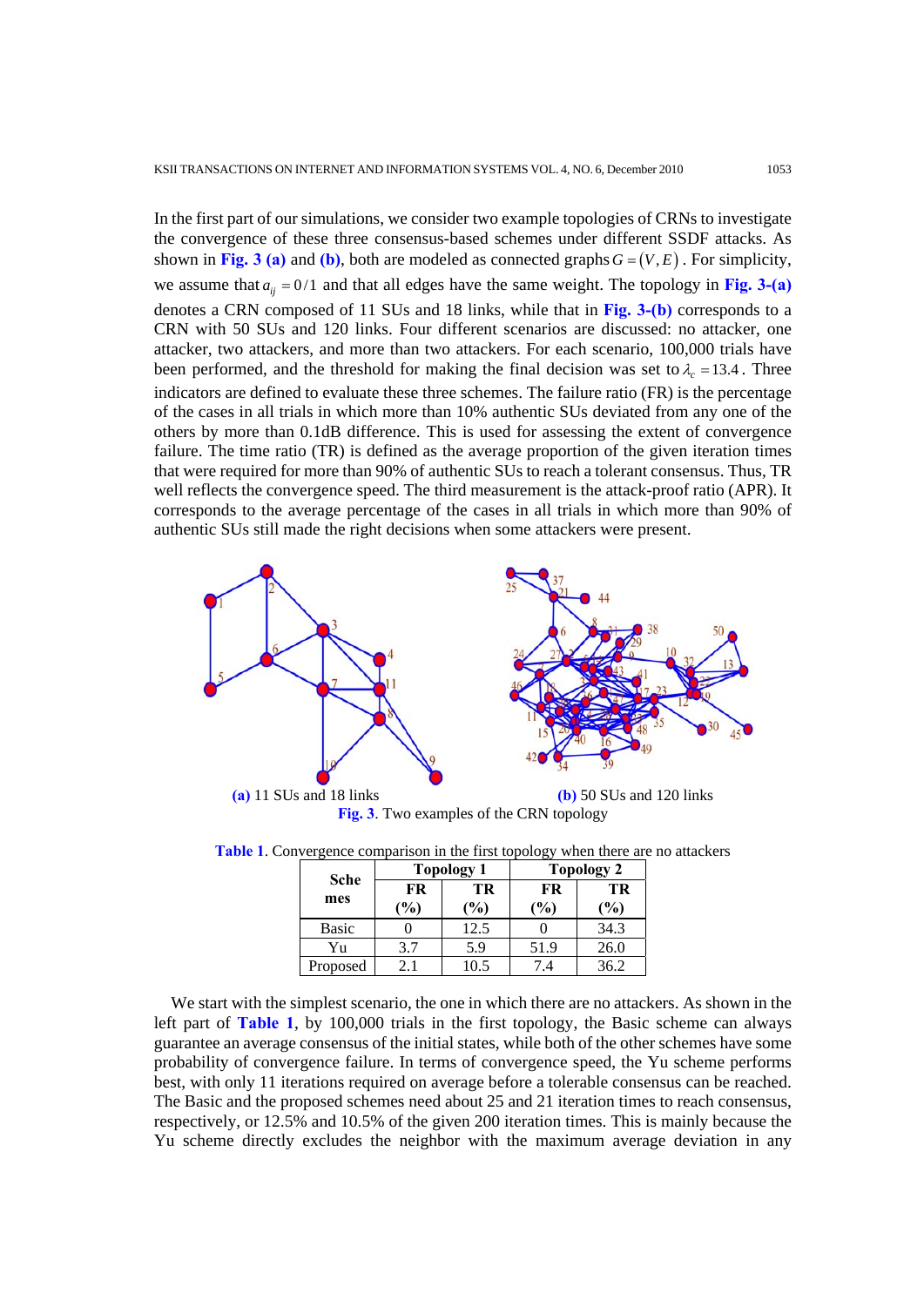In the first part of our simulations, we consider two example topologies of CRNs to investigate the convergence of these three consensus-based schemes under different SSDF attacks. As shown in **Fig. 3 (a)** and **(b)**, both are modeled as connected graphs $G=(V,E)$. For simplicity, we assume that $a_{ij}=0/1$ and that all edges have the same weight. The topology in **Fig. 3-(a)** denotes a CRN composed of 11 SUs and 18 links, while that in **Fig. 3-(b)** corresponds to a CRN with 50 SUs and 120 links. Four different scenarios are discussed: no attacker, one attacker, two attackers, and more than two attackers. For each scenario, 100,000 trials have been performed, and the threshold for making the final decision was set to $\lambda_c = 13.4$. Three indicators are defined to evaluate these three schemes. The failure ratio (FR) is the percentage of the cases in all trials in which more than 10% authentic SUs deviated from any one of the others by more than 0.1dB difference. This is used for assessing the extent of convergence failure. The time ratio (TR) is defined as the average proportion of the given iteration times that were required for more than 90% of authentic SUs to reach a tolerant consensus. Thus, TR well reflects the convergence speed. The third measurement is the attack-proof ratio (APR). It corresponds to the average percentage of the cases in all trials in which more than 90% of authentic SUs still made the right decisions when some attackers were present.

**(a)** 11 SUs and 18 links

**(b)** 50 SUs and 120 links

**Fig. 3**. Two examples of the CRN topology

**Table 1**. Convergence comparison in the first topology when there are no attackers

| Schemes | Topology 1 | | Topology 2 | |
|---|---|---|---|---|
| | FR (%) | TR (%) | FR (%) | TR (%) |
| Basic | 0 | 12.5 | 0 | 34.3 |
| Yu | 3.7 | 5.9 | 51.9 | 26.0 |
| Proposed | 2.1 | 10.5 | 7.4 | 36.2 |

We start with the simplest scenario, the one in which there are no attackers. As shown in the left part of **Table 1**, by 100,000 trials in the first topology, the Basic scheme can always guarantee an average consensus of the initial states, while both of the other schemes have some probability of convergence failure. In terms of convergence speed, the Yu scheme performs best, with only 11 iterations required on average before a tolerable consensus can be reached. The Basic and the proposed schemes need about 25 and 21 iteration times to reach consensus, respectively, or 12.5% and 10.5% of the given 200 iteration times. This is mainly because the Yu scheme directly excludes the neighbor with the maximum average deviation in any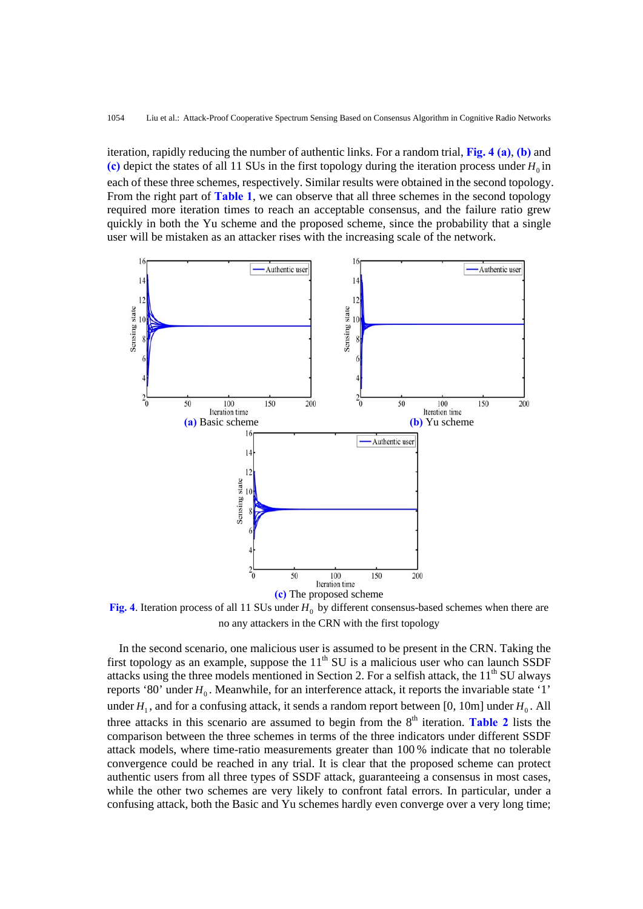iteration, rapidly reducing the number of authentic links. For a random trial, **Fig. 4 (a)**, **(b)** and **(c)** depict the states of all 11 SUs in the first topology during the iteration process under $H_0$ in each of these three schemes, respectively. Similar results were obtained in the second topology. From the right part of **Table 1**, we can observe that all three schemes in the second topology required more iteration times to reach an acceptable consensus, and the failure ratio grew quickly in both the Yu scheme and the proposed scheme, since the probability that a single user will be mistaken as an attacker rises with the increasing scale of the network.

**(a)** Basic scheme

**(b)** Yu scheme

**(c)** The proposed scheme

**Fig. 4**. Iteration process of all 11 SUs under $H_0$ by different consensus-based schemes when there are no any attackers in the CRN with the first topology

In the second scenario, one malicious user is assumed to be present in the CRN. Taking the first topology as an example, suppose the 11th SU is a malicious user who can launch SSDF attacks using the three models mentioned in Section 2. For a selfish attack, the 11th SU always reports '80' under $H_0$. Meanwhile, for an interference attack, it reports the invariable state '1' under $H_1$, and for a confusing attack, it sends a random report between [0, 10m] under $H_0$. All three attacks in this scenario are assumed to begin from the 8th iteration. **Table 2** lists the comparison between the three schemes in terms of the three indicators under different SSDF attack models, where time-ratio measurements greater than 100 % indicate that no tolerable convergence could be reached in any trial. It is clear that the proposed scheme can protect authentic users from all three types of SSDF attack, guaranteeing a consensus in most cases, while the other two schemes are very likely to confront fatal errors. In particular, under a confusing attack, both the Basic and Yu schemes hardly even converge over a very long time;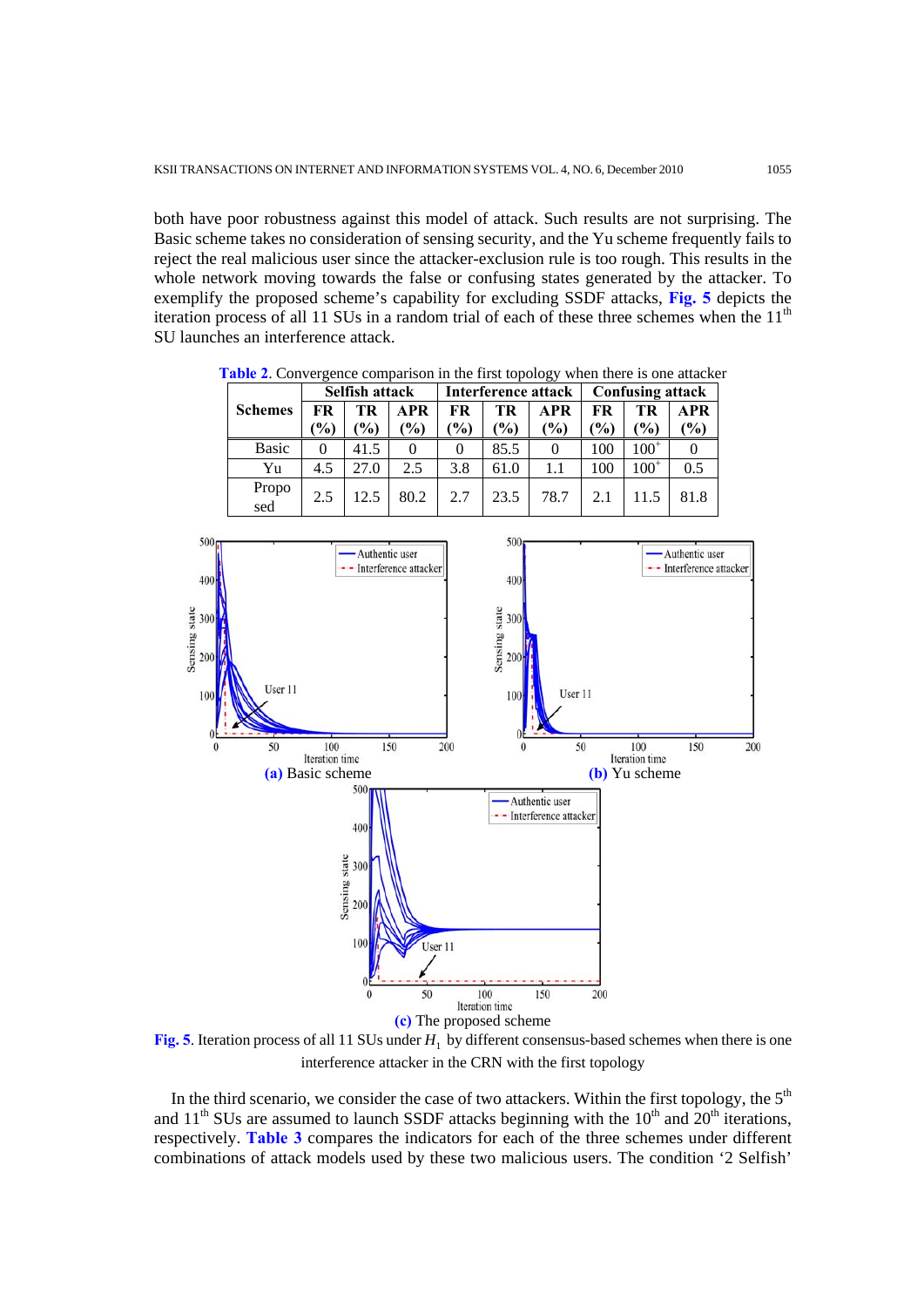both have poor robustness against this model of attack. Such results are not surprising. The Basic scheme takes no consideration of sensing security, and the Yu scheme frequently fails to reject the real malicious user since the attacker-exclusion rule is too rough. This results in the whole network moving towards the false or confusing states generated by the attacker. To exemplify the proposed scheme's capability for excluding SSDF attacks, **Fig. 5** depicts the iteration process of all 11 SUs in a random trial of each of these three schemes when the 11th SU launches an interference attack.

**Table 2**. Convergence comparison in the first topology when there is one attacker

| Schemes | Selfish attack | | | Interference attack | | | Confusing attack | | |
|---|---|---|---|---|---|---|---|---|---|
| | FR (%) | TR (%) | APR (%) | FR (%) | TR (%) | APR (%) | FR (%) | TR (%) | APR (%) |
| Basic | 0 | 41.5 | 0 | 0 | 85.5 | 0 | 100 | 100+ | 0 |
| Yu | 4.5 | 27.0 | 2.5 | 3.8 | 61.0 | 1.1 | 100 | 100+ | 0.5 |
| Proposed | 2.5 | 12.5 | 80.2 | 2.7 | 23.5 | 78.7 | 2.1 | 11.5 | 81.8 |

(a) Basic scheme

(b) Yu scheme

(c) The proposed scheme

**Fig. 5**. Iteration process of all 11 SUs under $H_1$ by different consensus-based schemes when there is one interference attacker in the CRN with the first topology

In the third scenario, we consider the case of two attackers. Within the first topology, the 5th and 11th SUs are assumed to launch SSDF attacks beginning with the 10th and 20th iterations, respectively. **Table 3** compares the indicators for each of the three schemes under different combinations of attack models used by these two malicious users. The condition '2 Selfish'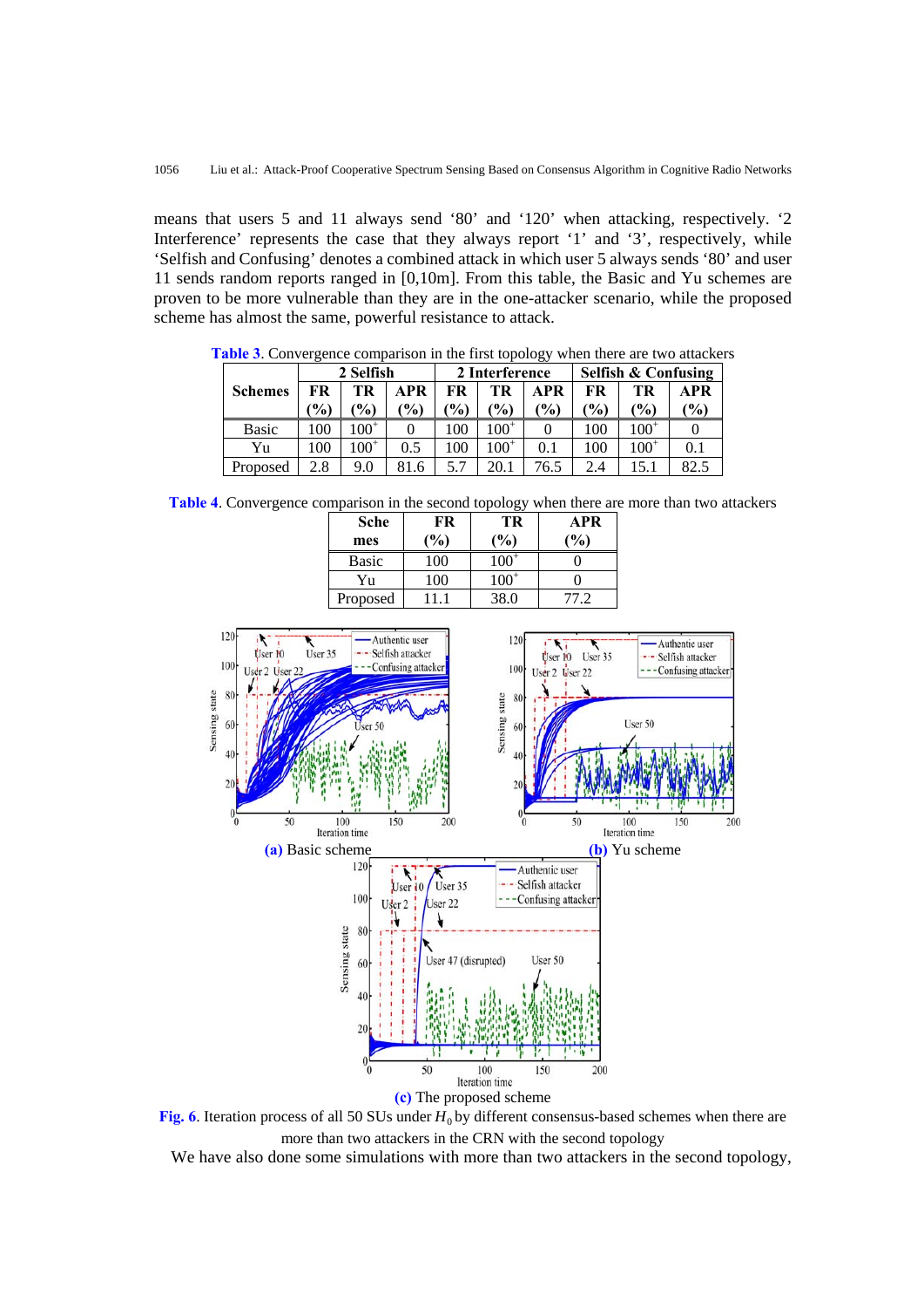means that users 5 and 11 always send '80' and '120' when attacking, respectively. '2 Interference' represents the case that they always report '1' and '3', respectively, while 'Selfish and Confusing' denotes a combined attack in which user 5 always sends '80' and user 11 sends random reports ranged in [0,10m]. From this table, the Basic and Yu schemes are proven to be more vulnerable than they are in the one-attacker scenario, while the proposed scheme has almost the same, powerful resistance to attack.

**Table 3**. Convergence comparison in the first topology when there are two attackers

| Schemes | 2 Selfish | | | 2 Interference | | | Selfish & Confusing | | |
|---|---|---|---|---|---|---|---|---|---|
| | FR (%) | TR (%) | APR (%) | FR (%) | TR (%) | APR (%) | FR (%) | TR (%) | APR (%) |
| Basic | 100 | $100^{+}$ | 0 | 100 | $100^{+}$ | 0 | 100 | $100^{+}$ | 0 |
| Yu | 100 | $100^{+}$ | 0.5 | 100 | $100^{+}$ | 0.1 | 100 | $100^{+}$ | 0.1 |
| Proposed | 2.8 | 9.0 | 81.6 | 5.7 | 20.1 | 76.5 | 2.4 | 15.1 | 82.5 |

**Table 4**. Convergence comparison in the second topology when there are more than two attackers

| Schemes | FR (%) | TR (%) | APR (%) |
|---|---|---|---|
| Basic | 100 | $100^{+}$ | 0 |
| Yu | 100 | $100^{+}$ | 0 |
| Proposed | 11.1 | 38.0 | 77.2 |

**(a)** Basic scheme **(b)** Yu scheme

**(c)** The proposed scheme

**Fig. 6**. Iteration process of all 50 SUs under $H_0$ by different consensus-based schemes when there are more than two attackers in the CRN with the second topology

We have also done some simulations with more than two attackers in the second topology,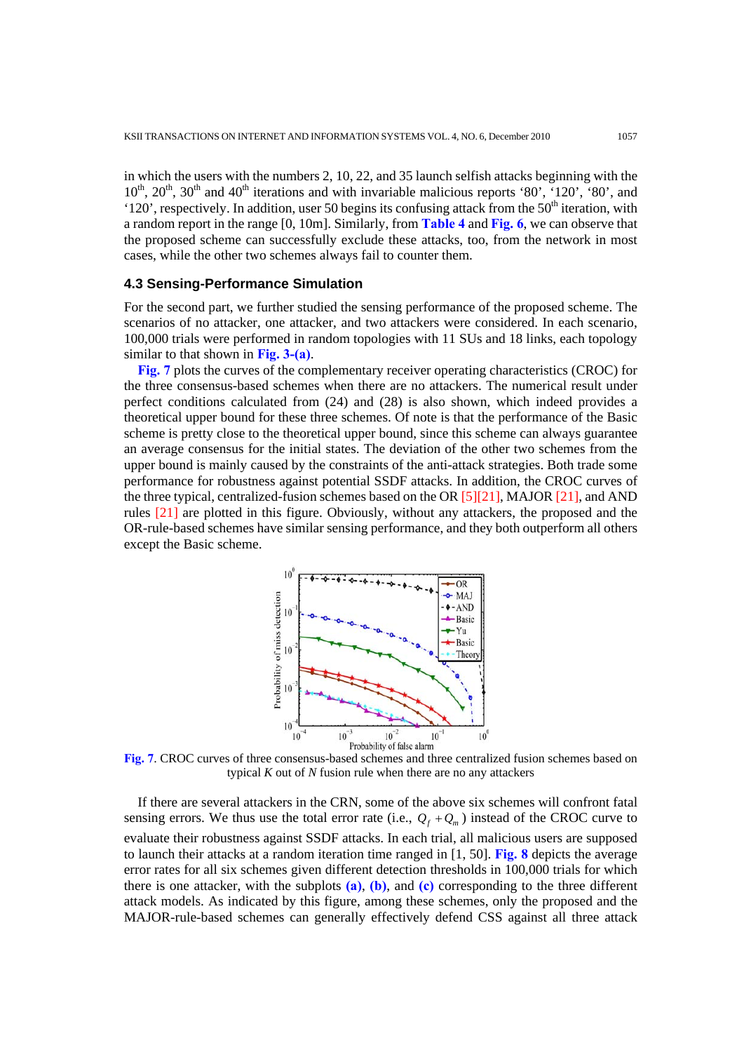in which the users with the numbers 2, 10, 22, and 35 launch selfish attacks beginning with the $10^{th}$, $20^{th}$, $30^{th}$ and $40^{th}$ iterations and with invariable malicious reports '80', '120', '80', and '120', respectively. In addition, user 50 begins its confusing attack from the $50^{th}$ iteration, with a random report in the range [0, 10m]. Similarly, from **Table 4** and **Fig. 6**, we can observe that the proposed scheme can successfully exclude these attacks, too, from the network in most cases, while the other two schemes always fail to counter them.

### 4.3 Sensing-Performance Simulation

For the second part, we further studied the sensing performance of the proposed scheme. The scenarios of no attacker, one attacker, and two attackers were considered. In each scenario, 100,000 trials were performed in random topologies with 11 SUs and 18 links, each topology similar to that shown in **Fig. 3-(a)**.

**Fig. 7** plots the curves of the complementary receiver operating characteristics (CROC) for the three consensus-based schemes when there are no attackers. The numerical result under perfect conditions calculated from (24) and (28) is also shown, which indeed provides a theoretical upper bound for these three schemes. Of note is that the performance of the Basic scheme is pretty close to the theoretical upper bound, since this scheme can always guarantee an average consensus for the initial states. The deviation of the other two schemes from the upper bound is mainly caused by the constraints of the anti-attack strategies. Both trade some performance for robustness against potential SSDF attacks. In addition, the CROC curves of the three typical, centralized-fusion schemes based on the OR [5][21], MAJOR [21], and AND rules [21] are plotted in this figure. Obviously, without any attackers, the proposed and the OR-rule-based schemes have similar sensing performance, and they both outperform all others except the Basic scheme.

**Fig. 7**. CROC curves of three consensus-based schemes and three centralized fusion schemes based on typical *K* out of *N* fusion rule when there are no any attackers

If there are several attackers in the CRN, some of the above six schemes will confront fatal sensing errors. We thus use the total error rate (i.e., $Q_f + Q_m$) instead of the CROC curve to evaluate their robustness against SSDF attacks. In each trial, all malicious users are supposed to launch their attacks at a random iteration time ranged in [1, 50]. **Fig. 8** depicts the average error rates for all six schemes given different detection thresholds in 100,000 trials for which there is one attacker, with the subplots **(a)**, **(b)**, and **(c)** corresponding to the three different attack models. As indicated by this figure, among these schemes, only the proposed and the MAJOR-rule-based schemes can generally effectively defend CSS against all three attack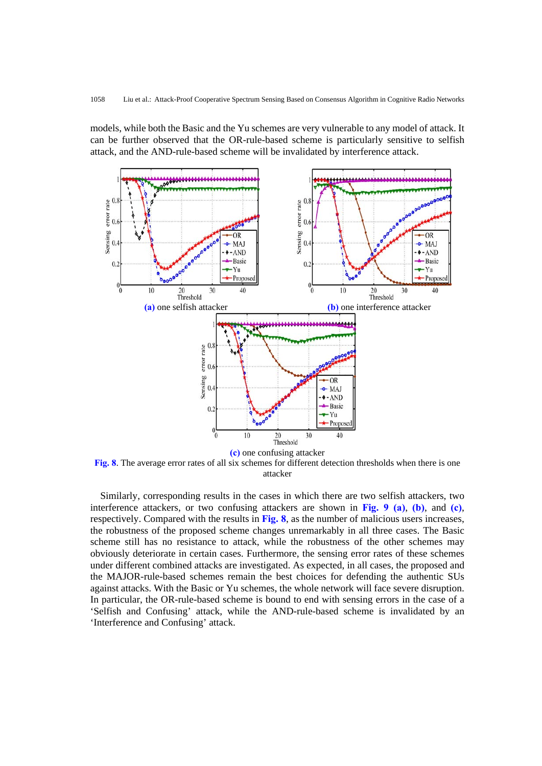models, while both the Basic and the Yu schemes are very vulnerable to any model of attack. It can be further observed that the OR-rule-based scheme is particularly sensitive to selfish attack, and the AND-rule-based scheme will be invalidated by interference attack.

(a) one selfish attacker

(b) one interference attacker

(c) one confusing attacker

**Fig. 8**. The average error rates of all six schemes for different detection thresholds when there is one attacker

Similarly, corresponding results in the cases in which there are two selfish attackers, two interference attackers, or two confusing attackers are shown in **Fig. 9 (a)**, **(b)**, and **(c)**, respectively. Compared with the results in **Fig. 8**, as the number of malicious users increases, the robustness of the proposed scheme changes unremarkably in all three cases. The Basic scheme still has no resistance to attack, while the robustness of the other schemes may obviously deteriorate in certain cases. Furthermore, the sensing error rates of these schemes under different combined attacks are investigated. As expected, in all cases, the proposed and the MAJOR-rule-based schemes remain the best choices for defending the authentic SUs against attacks. With the Basic or Yu schemes, the whole network will face severe disruption. In particular, the OR-rule-based scheme is bound to end with sensing errors in the case of a 'Selfish and Confusing' attack, while the AND-rule-based scheme is invalidated by an 'Interference and Confusing' attack.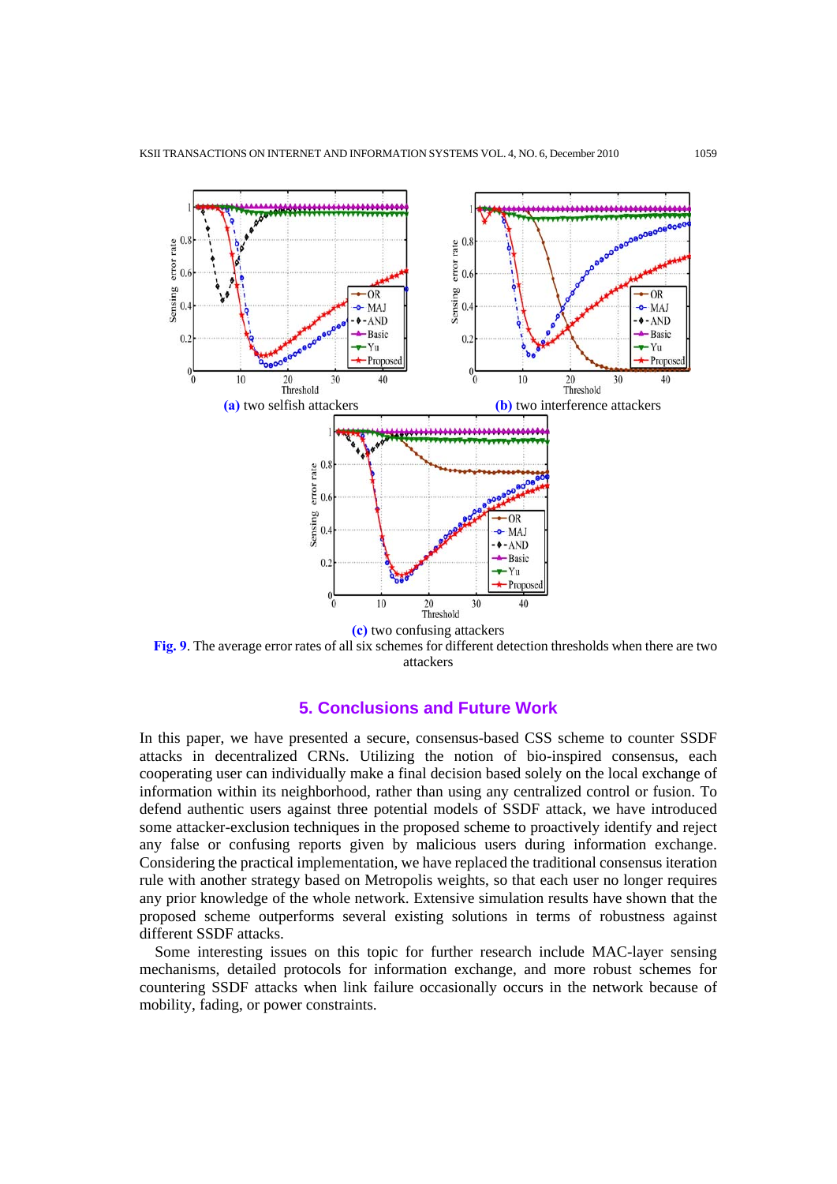(a) two selfish attackers

(b) two interference attackers

(c) two confusing attackers

**Fig. 9**. The average error rates of all six schemes for different detection thresholds when there are two attackers

## 5. Conclusions and Future Work

In this paper, we have presented a secure, consensus-based CSS scheme to counter SSDF attacks in decentralized CRNs. Utilizing the notion of bio-inspired consensus, each cooperating user can individually make a final decision based solely on the local exchange of information within its neighborhood, rather than using any centralized control or fusion. To defend authentic users against three potential models of SSDF attack, we have introduced some attacker-exclusion techniques in the proposed scheme to proactively identify and reject any false or confusing reports given by malicious users during information exchange. Considering the practical implementation, we have replaced the traditional consensus iteration rule with another strategy based on Metropolis weights, so that each user no longer requires any prior knowledge of the whole network. Extensive simulation results have shown that the proposed scheme outperforms several existing solutions in terms of robustness against different SSDF attacks.

Some interesting issues on this topic for further research include MAC-layer sensing mechanisms, detailed protocols for information exchange, and more robust schemes for countering SSDF attacks when link failure occasionally occurs in the network because of mobility, fading, or power constraints.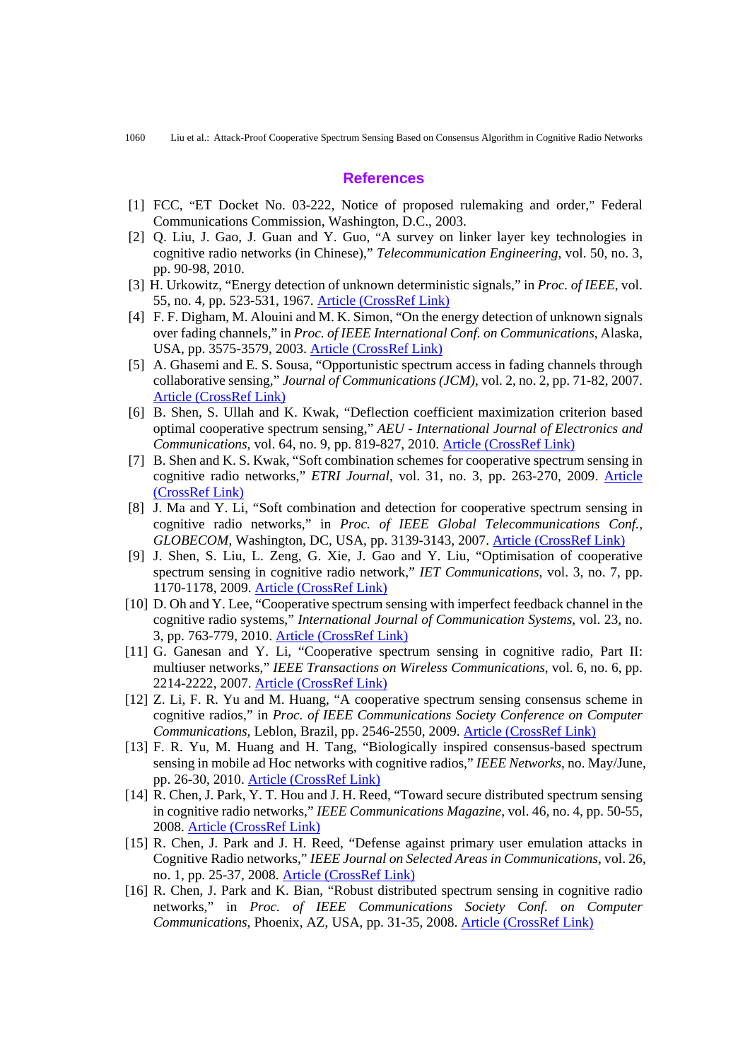## References

[1] FCC, "ET Docket No. 03-222, Notice of proposed rulemaking and order," Federal Communications Commission, Washington, D.C., 2003.

[2] Q. Liu, J. Gao, J. Guan and Y. Guo, "A survey on linker layer key technologies in cognitive radio networks (in Chinese)," *Telecommunication Engineering*, vol. 50, no. 3, pp. 90-98, 2010.

[3] H. Urkowitz, "Energy detection of unknown deterministic signals," in *Proc. of IEEE*, vol. 55, no. 4, pp. 523-531, 1967. Article (CrossRef Link)

[4] F. F. Digham, M. Alouini and M. K. Simon, "On the energy detection of unknown signals over fading channels," in *Proc. of IEEE International Conf. on Communications*, Alaska, USA, pp. 3575-3579, 2003. Article (CrossRef Link)

[5] A. Ghasemi and E. S. Sousa, "Opportunistic spectrum access in fading channels through collaborative sensing," *Journal of Communications (JCM)*, vol. 2, no. 2, pp. 71-82, 2007. Article (CrossRef Link)

[6] B. Shen, S. Ullah and K. Kwak, "Deflection coefficient maximization criterion based optimal cooperative spectrum sensing," *AEU - International Journal of Electronics and Communications*, vol. 64, no. 9, pp. 819-827, 2010. Article (CrossRef Link)

[7] B. Shen and K. S. Kwak, "Soft combination schemes for cooperative spectrum sensing in cognitive radio networks," *ETRI Journal*, vol. 31, no. 3, pp. 263-270, 2009. Article (CrossRef Link)

[8] J. Ma and Y. Li, "Soft combination and detection for cooperative spectrum sensing in cognitive radio networks," in *Proc. of IEEE Global Telecommunications Conf., GLOBECOM*, Washington, DC, USA, pp. 3139-3143, 2007. Article (CrossRef Link)

[9] J. Shen, S. Liu, L. Zeng, G. Xie, J. Gao and Y. Liu, "Optimisation of cooperative spectrum sensing in cognitive radio network," *IET Communications*, vol. 3, no. 7, pp. 1170-1178, 2009. Article (CrossRef Link)

[10] D. Oh and Y. Lee, "Cooperative spectrum sensing with imperfect feedback channel in the cognitive radio systems," *International Journal of Communication Systems*, vol. 23, no. 3, pp. 763-779, 2010. Article (CrossRef Link)

[11] G. Ganesan and Y. Li, "Cooperative spectrum sensing in cognitive radio, Part II: multiuser networks," *IEEE Transactions on Wireless Communications*, vol. 6, no. 6, pp. 2214-2222, 2007. Article (CrossRef Link)

[12] Z. Li, F. R. Yu and M. Huang, "A cooperative spectrum sensing consensus scheme in cognitive radios," in *Proc. of IEEE Communications Society Conference on Computer Communications*, Leblon, Brazil, pp. 2546-2550, 2009. Article (CrossRef Link)

[13] F. R. Yu, M. Huang and H. Tang, "Biologically inspired consensus-based spectrum sensing in mobile ad Hoc networks with cognitive radios," *IEEE Networks*, no. May/June, pp. 26-30, 2010. Article (CrossRef Link)

[14] R. Chen, J. Park, Y. T. Hou and J. H. Reed, "Toward secure distributed spectrum sensing in cognitive radio networks," *IEEE Communications Magazine*, vol. 46, no. 4, pp. 50-55, 2008. Article (CrossRef Link)

[15] R. Chen, J. Park and J. H. Reed, "Defense against primary user emulation attacks in Cognitive Radio networks," *IEEE Journal on Selected Areas in Communications*, vol. 26, no. 1, pp. 25-37, 2008. Article (CrossRef Link)

[16] R. Chen, J. Park and K. Bian, "Robust distributed spectrum sensing in cognitive radio networks," in *Proc. of IEEE Communications Society Conf. on Computer Communications*, Phoenix, AZ, USA, pp. 31-35, 2008. Article (CrossRef Link)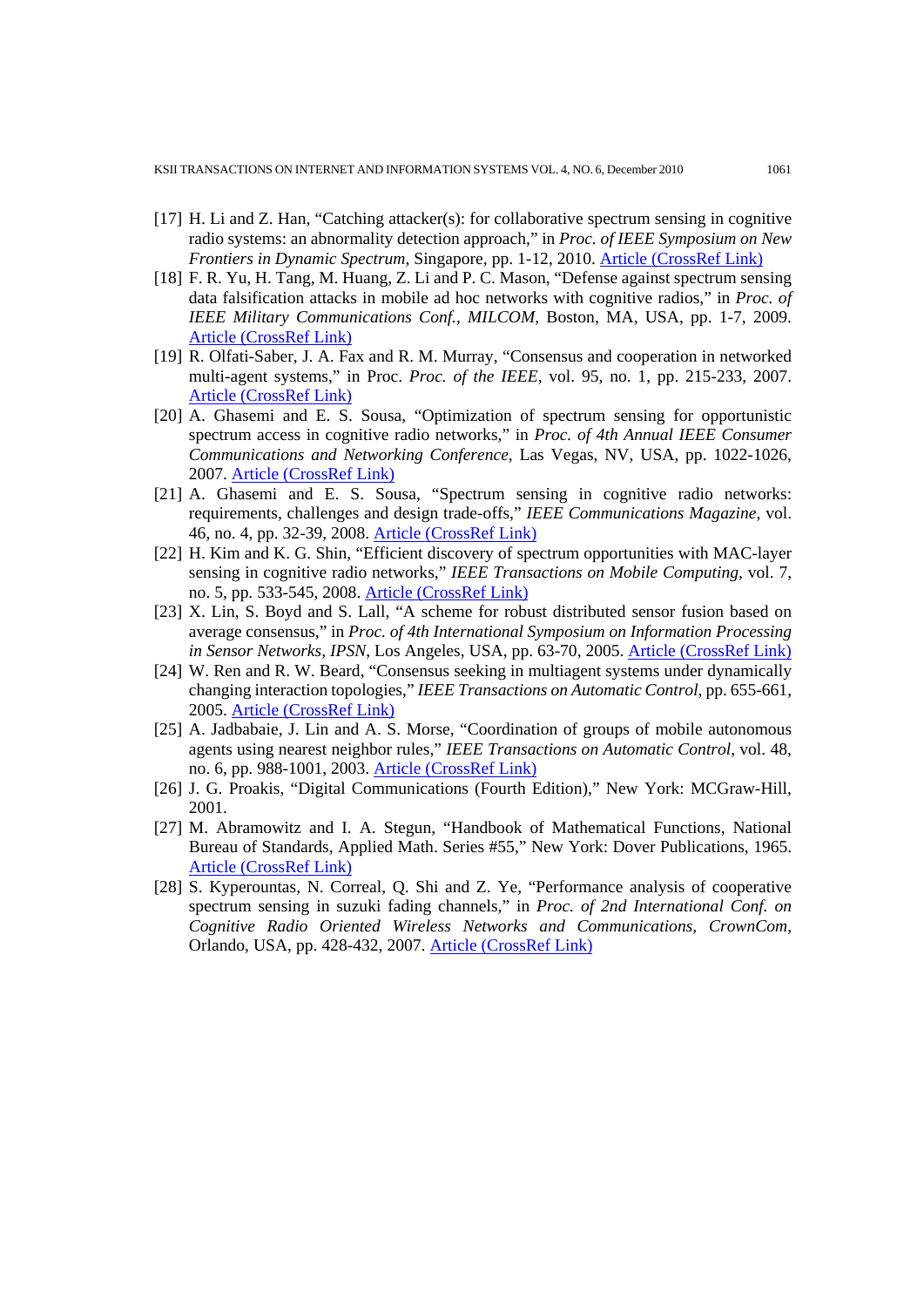[17] H. Li and Z. Han, "Catching attacker(s): for collaborative spectrum sensing in cognitive radio systems: an abnormality detection approach," in *Proc. of IEEE Symposium on New Frontiers in Dynamic Spectrum*, Singapore, pp. 1-12, 2010. Article (CrossRef Link)

[18] F. R. Yu, H. Tang, M. Huang, Z. Li and P. C. Mason, "Defense against spectrum sensing data falsification attacks in mobile ad hoc networks with cognitive radios," in *Proc. of IEEE Military Communications Conf., MILCOM*, Boston, MA, USA, pp. 1-7, 2009. Article (CrossRef Link)

[19] R. Olfati-Saber, J. A. Fax and R. M. Murray, "Consensus and cooperation in networked multi-agent systems," in Proc. *Proc. of the IEEE*, vol. 95, no. 1, pp. 215-233, 2007. Article (CrossRef Link)

[20] A. Ghasemi and E. S. Sousa, "Optimization of spectrum sensing for opportunistic spectrum access in cognitive radio networks," in *Proc. of 4th Annual IEEE Consumer Communications and Networking Conference*, Las Vegas, NV, USA, pp. 1022-1026, 2007. Article (CrossRef Link)

[21] A. Ghasemi and E. S. Sousa, "Spectrum sensing in cognitive radio networks: requirements, challenges and design trade-offs," *IEEE Communications Magazine*, vol. 46, no. 4, pp. 32-39, 2008. Article (CrossRef Link)

[22] H. Kim and K. G. Shin, "Efficient discovery of spectrum opportunities with MAC-layer sensing in cognitive radio networks," *IEEE Transactions on Mobile Computing*, vol. 7, no. 5, pp. 533-545, 2008. Article (CrossRef Link)

[23] X. Lin, S. Boyd and S. Lall, "A scheme for robust distributed sensor fusion based on average consensus," in *Proc. of 4th International Symposium on Information Processing in Sensor Networks, IPSN*, Los Angeles, USA, pp. 63-70, 2005. Article (CrossRef Link)

[24] W. Ren and R. W. Beard, "Consensus seeking in multiagent systems under dynamically changing interaction topologies," *IEEE Transactions on Automatic Control*, pp. 655-661, 2005. Article (CrossRef Link)

[25] A. Jadbabaie, J. Lin and A. S. Morse, "Coordination of groups of mobile autonomous agents using nearest neighbor rules," *IEEE Transactions on Automatic Control*, vol. 48, no. 6, pp. 988-1001, 2003. Article (CrossRef Link)

[26] J. G. Proakis, "Digital Communications (Fourth Edition)," New York: MCGraw-Hill, 2001.

[27] M. Abramowitz and I. A. Stegun, "Handbook of Mathematical Functions, National Bureau of Standards, Applied Math. Series #55," New York: Dover Publications, 1965. Article (CrossRef Link)

[28] S. Kyperountas, N. Correal, Q. Shi and Z. Ye, "Performance analysis of cooperative spectrum sensing in suzuki fading channels," in *Proc. of 2nd International Conf. on Cognitive Radio Oriented Wireless Networks and Communications, CrownCom*, Orlando, USA, pp. 428-432, 2007. Article (CrossRef Link)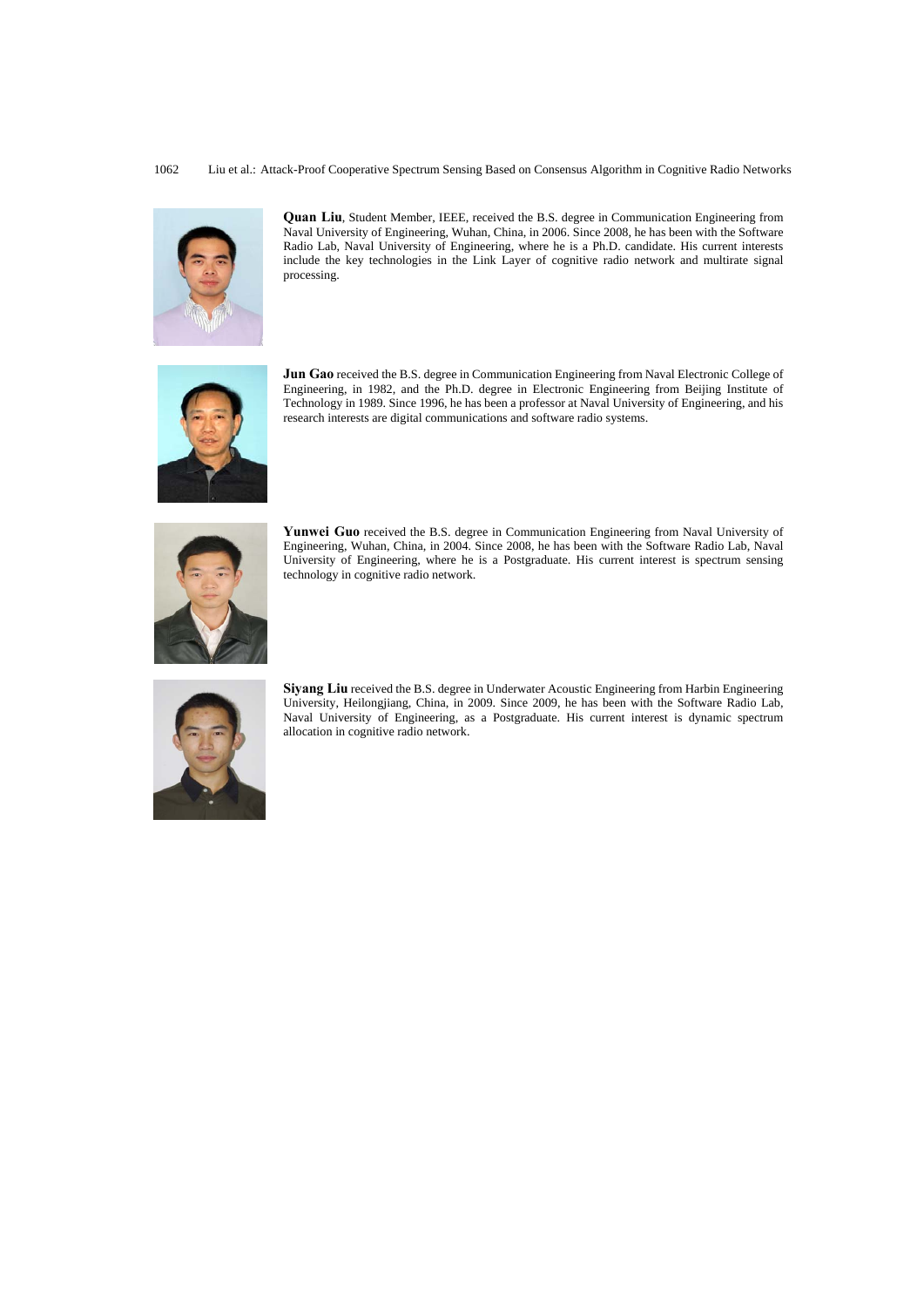**Quan Liu**, Student Member, IEEE, received the B.S. degree in Communication Engineering from Naval University of Engineering, Wuhan, China, in 2006. Since 2008, he has been with the Software Radio Lab, Naval University of Engineering, where he is a Ph.D. candidate. His current interests include the key technologies in the Link Layer of cognitive radio network and multirate signal processing.

**Jun Gao** received the B.S. degree in Communication Engineering from Naval Electronic College of Engineering, in 1982, and the Ph.D. degree in Electronic Engineering from Beijing Institute of Technology in 1989. Since 1996, he has been a professor at Naval University of Engineering, and his research interests are digital communications and software radio systems.

**Yunwei Guo** received the B.S. degree in Communication Engineering from Naval University of Engineering, Wuhan, China, in 2004. Since 2008, he has been with the Software Radio Lab, Naval University of Engineering, where he is a Postgraduate. His current interest is spectrum sensing technology in cognitive radio network.

**Siyang Liu** received the B.S. degree in Underwater Acoustic Engineering from Harbin Engineering University, Heilongjiang, China, in 2009. Since 2009, he has been with the Software Radio Lab, Naval University of Engineering, as a Postgraduate. His current interest is dynamic spectrum allocation in cognitive radio network.